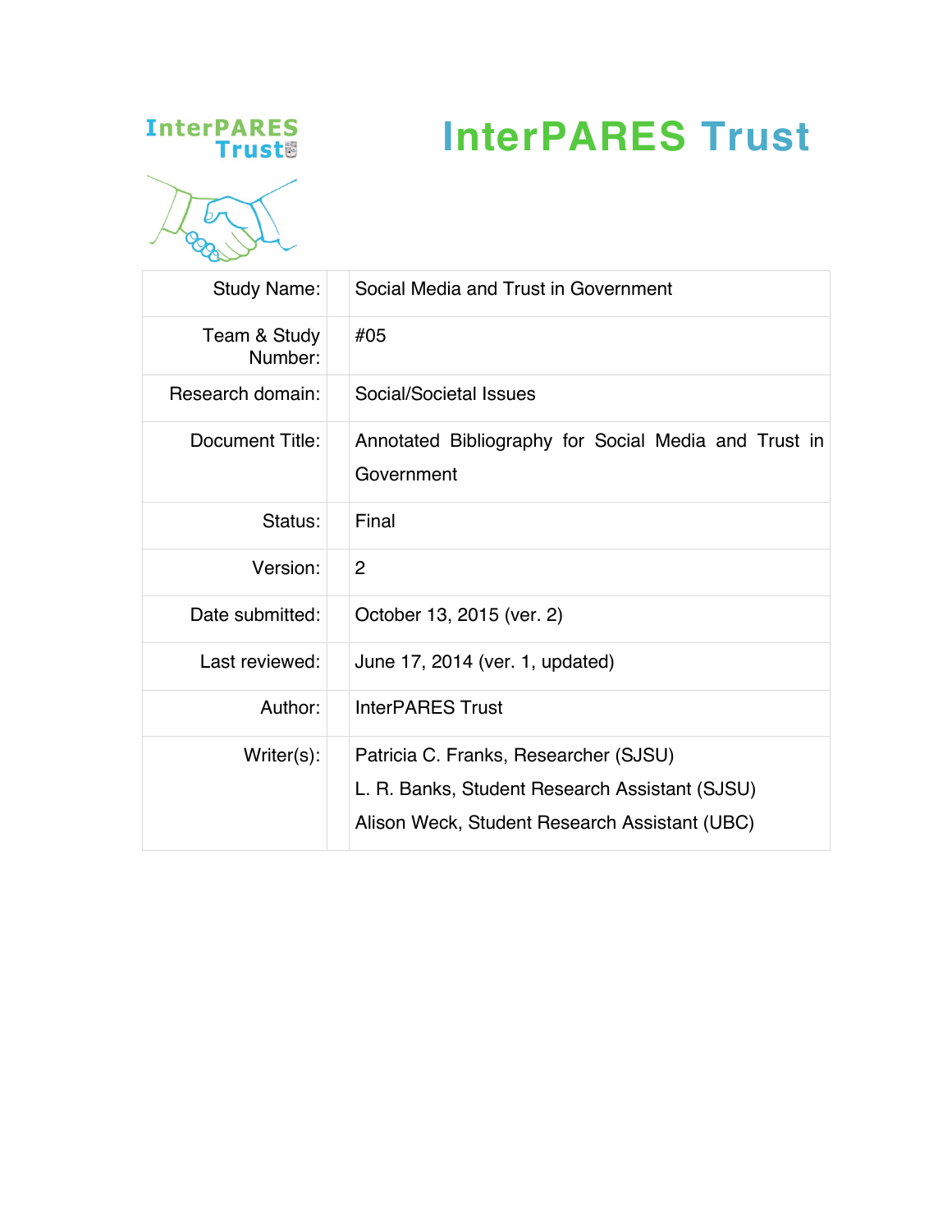# InterPARES Trust

| | |
|---|---|
| Study Name: | Social Media and Trust in Government |
| Team & Study Number: | #05 |
| Research domain: | Social/Societal Issues |
| Document Title: | Annotated Bibliography for Social Media and Trust in Government |
| Status: | Final |
| Version: | 2 |
| Date submitted: | October 13, 2015 (ver. 2) |
| Last reviewed: | June 17, 2014 (ver. 1, updated) |
| Author: | InterPARES Trust |
| Writer(s): | Patricia C. Franks, Researcher (SJSU)<br>L. R. Banks, Student Research Assistant (SJSU)<br>Alison Weck, Student Research Assistant (UBC) |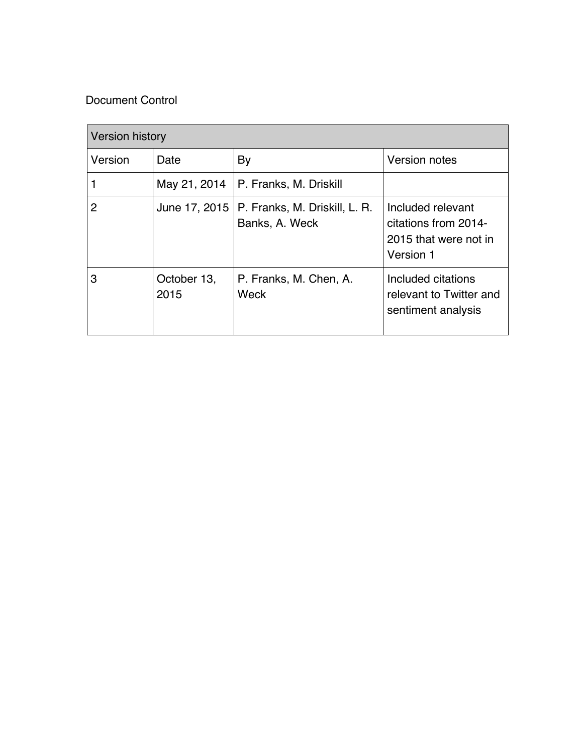Document Control

| Version history | | | |
|---|---|---|---|
| Version | Date | By | Version notes |
| 1 | May 21, 2014 | P. Franks, M. Driskill | |
| 2 | June 17, 2015 | P. Franks, M. Driskill, L. R. Banks, A. Weck | Included relevant citations from 2014-2015 that were not in Version 1 |
| 3 | October 13, 2015 | P. Franks, M. Chen, A. Weck | Included citations relevant to Twitter and sentiment analysis |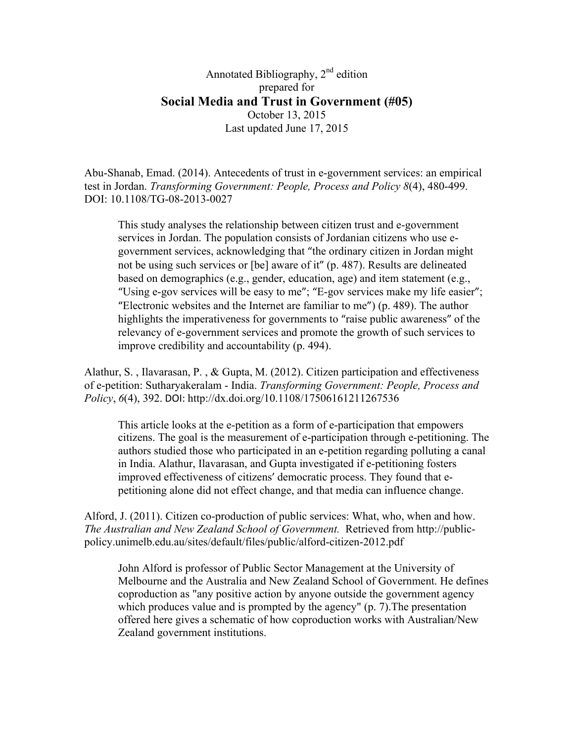Annotated Bibliography, 2nd edition
prepared for

**Social Media and Trust in Government (#05)**

October 13, 2015
Last updated June 17, 2015

Abu-Shanab, Emad. (2014). Antecedents of trust in e-government services: an empirical test in Jordan. *Transforming Government: People, Process and Policy 8*(4), 480-499. DOI: 10.1108/TG-08-2013-0027

> This study analyses the relationship between citizen trust and e-government services in Jordan. The population consists of Jordanian citizens who use e-government services, acknowledging that "the ordinary citizen in Jordan might not be using such services or [be] aware of it" (p. 487). Results are delineated based on demographics (e.g., gender, education, age) and item statement (e.g., "Using e-gov services will be easy to me"; "E-gov services make my life easier"; "Electronic websites and the Internet are familiar to me") (p. 489). The author highlights the imperativeness for governments to "raise public awareness" of the relevancy of e-government services and promote the growth of such services to improve credibility and accountability (p. 494).

Alathur, S. , Ilavarasan, P. , & Gupta, M. (2012). Citizen participation and effectiveness of e-petition: Sutharyakeralam - India. *Transforming Government: People, Process and Policy*, *6*(4), 392. DOI: http://dx.doi.org/10.1108/17506161211267536

> This article looks at the e-petition as a form of e-participation that empowers citizens. The goal is the measurement of e-participation through e-petitioning. The authors studied those who participated in an e-petition regarding polluting a canal in India. Alathur, Ilavarasan, and Gupta investigated if e-petitioning fosters improved effectiveness of citizens' democratic process. They found that e-petitioning alone did not effect change, and that media can influence change.

Alford, J. (2011). Citizen co-production of public services: What, who, when and how. *The Australian and New Zealand School of Government.* Retrieved from http://public-policy.unimelb.edu.au/sites/default/files/public/alford-citizen-2012.pdf

> John Alford is professor of Public Sector Management at the University of Melbourne and the Australia and New Zealand School of Government. He defines coproduction as "any positive action by anyone outside the government agency which produces value and is prompted by the agency" (p. 7).The presentation offered here gives a schematic of how coproduction works with Australian/New Zealand government institutions.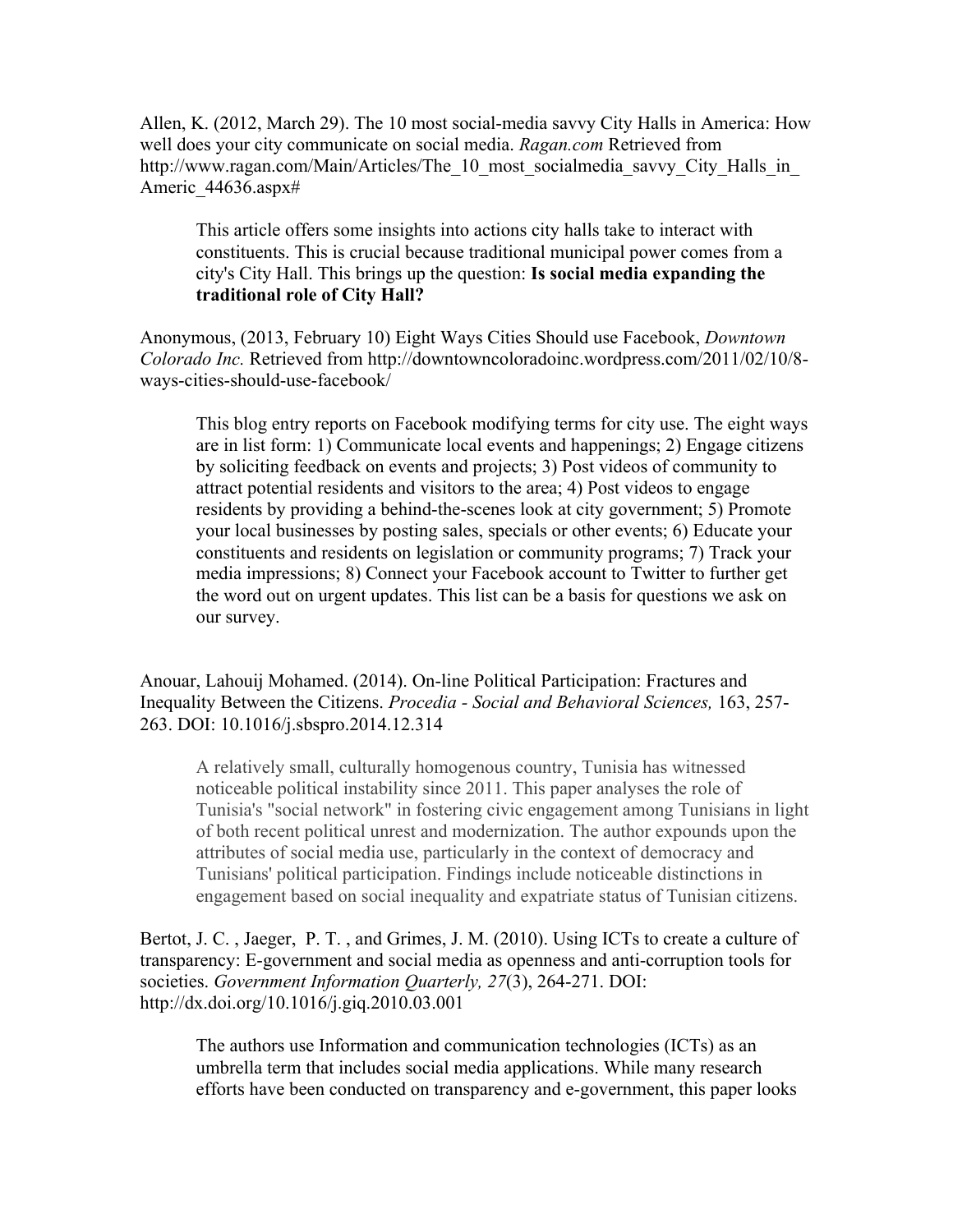Allen, K. (2012, March 29). The 10 most social-media savvy City Halls in America: How well does your city communicate on social media. *Ragan.com* Retrieved from http://www.ragan.com/Main/Articles/The_10_most_socialmedia_savvy_City_Halls_in_Americ_44636.aspx#

> This article offers some insights into actions city halls take to interact with constituents. This is crucial because traditional municipal power comes from a city's City Hall. This brings up the question: **Is social media expanding the traditional role of City Hall?**

Anonymous, (2013, February 10) Eight Ways Cities Should use Facebook, *Downtown Colorado Inc.* Retrieved from http://downtowncoloradoinc.wordpress.com/2011/02/10/8-ways-cities-should-use-facebook/

> This blog entry reports on Facebook modifying terms for city use. The eight ways are in list form: 1) Communicate local events and happenings; 2) Engage citizens by soliciting feedback on events and projects; 3) Post videos of community to attract potential residents and visitors to the area; 4) Post videos to engage residents by providing a behind-the-scenes look at city government; 5) Promote your local businesses by posting sales, specials or other events; 6) Educate your constituents and residents on legislation or community programs; 7) Track your media impressions; 8) Connect your Facebook account to Twitter to further get the word out on urgent updates. This list can be a basis for questions we ask on our survey.

Anouar, Lahouij Mohamed. (2014). On-line Political Participation: Fractures and Inequality Between the Citizens. *Procedia - Social and Behavioral Sciences,* 163, 257-263. DOI: 10.1016/j.sbspro.2014.12.314

> A relatively small, culturally homogenous country, Tunisia has witnessed noticeable political instability since 2011. This paper analyses the role of Tunisia's "social network" in fostering civic engagement among Tunisians in light of both recent political unrest and modernization. The author expounds upon the attributes of social media use, particularly in the context of democracy and Tunisians' political participation. Findings include noticeable distinctions in engagement based on social inequality and expatriate status of Tunisian citizens.

Bertot, J. C. , Jaeger, P. T. , and Grimes, J. M. (2010). Using ICTs to create a culture of transparency: E-government and social media as openness and anti-corruption tools for societies. *Government Information Quarterly, 27*(3), 264-271. DOI: http://dx.doi.org/10.1016/j.giq.2010.03.001

> The authors use Information and communication technologies (ICTs) as an umbrella term that includes social media applications. While many research efforts have been conducted on transparency and e-government, this paper looks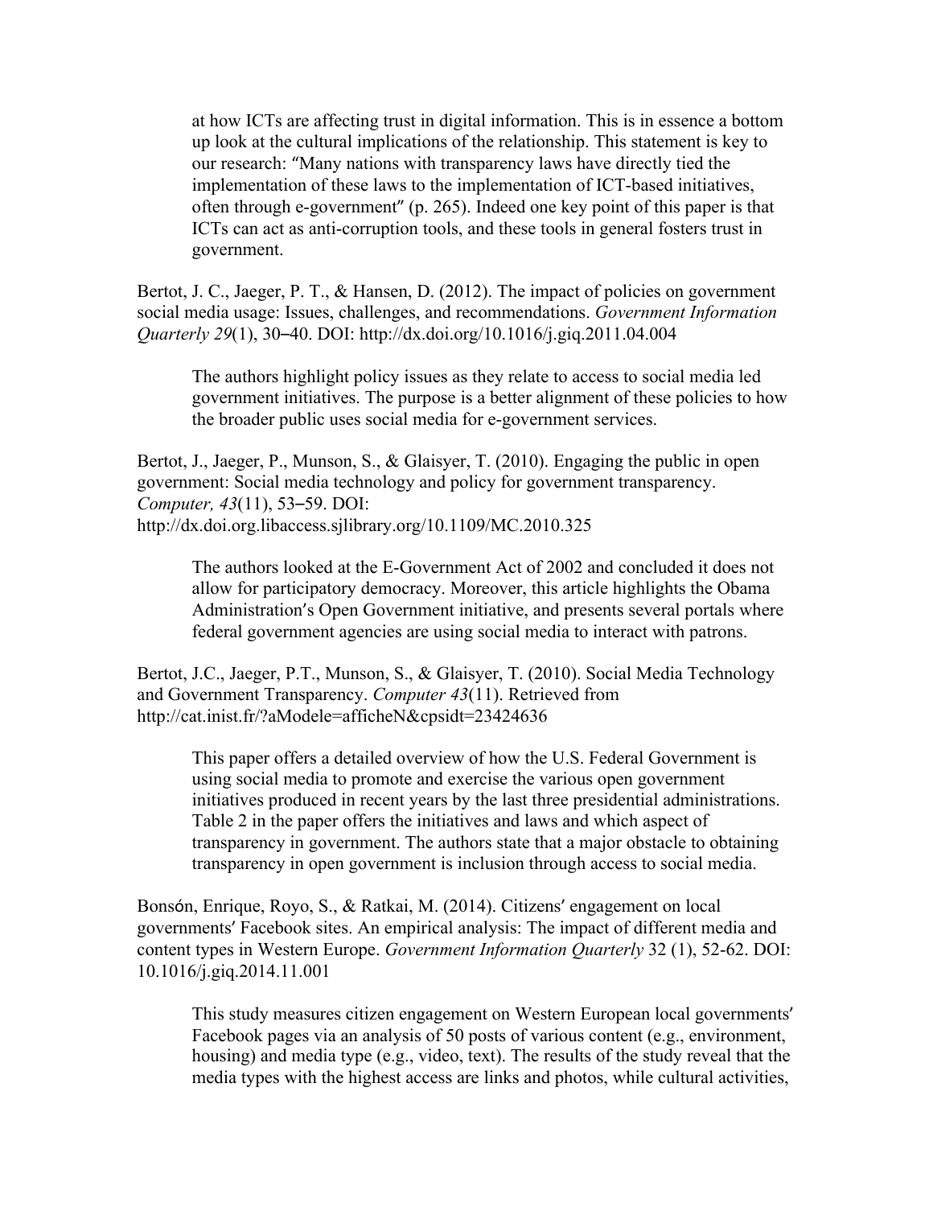at how ICTs are affecting trust in digital information. This is in essence a bottom up look at the cultural implications of the relationship. This statement is key to our research: "Many nations with transparency laws have directly tied the implementation of these laws to the implementation of ICT-based initiatives, often through e-government" (p. 265). Indeed one key point of this paper is that ICTs can act as anti-corruption tools, and these tools in general fosters trust in government.

Bertot, J. C., Jaeger, P. T., & Hansen, D. (2012). The impact of policies on government social media usage: Issues, challenges, and recommendations. *Government Information Quarterly 29*(1), 30–40. DOI: http://dx.doi.org/10.1016/j.giq.2011.04.004

> The authors highlight policy issues as they relate to access to social media led government initiatives. The purpose is a better alignment of these policies to how the broader public uses social media for e-government services.

Bertot, J., Jaeger, P., Munson, S., & Glaisyer, T. (2010). Engaging the public in open government: Social media technology and policy for government transparency. *Computer, 43*(11), 53–59. DOI: http://dx.doi.org.libaccess.sjlibrary.org/10.1109/MC.2010.325

> The authors looked at the E-Government Act of 2002 and concluded it does not allow for participatory democracy. Moreover, this article highlights the Obama Administration's Open Government initiative, and presents several portals where federal government agencies are using social media to interact with patrons.

Bertot, J.C., Jaeger, P.T., Munson, S., & Glaisyer, T. (2010). Social Media Technology and Government Transparency. *Computer 43*(11). Retrieved from http://cat.inist.fr/?aModele=afficheN&cpsidt=23424636

> This paper offers a detailed overview of how the U.S. Federal Government is using social media to promote and exercise the various open government initiatives produced in recent years by the last three presidential administrations. Table 2 in the paper offers the initiatives and laws and which aspect of transparency in government. The authors state that a major obstacle to obtaining transparency in open government is inclusion through access to social media.

Bonsón, Enrique, Royo, S., & Ratkai, M. (2014). Citizens' engagement on local governments' Facebook sites. An empirical analysis: The impact of different media and content types in Western Europe. *Government Information Quarterly* 32 (1), 52-62. DOI: 10.1016/j.giq.2014.11.001

> This study measures citizen engagement on Western European local governments' Facebook pages via an analysis of 50 posts of various content (e.g., environment, housing) and media type (e.g., video, text). The results of the study reveal that the media types with the highest access are links and photos, while cultural activities,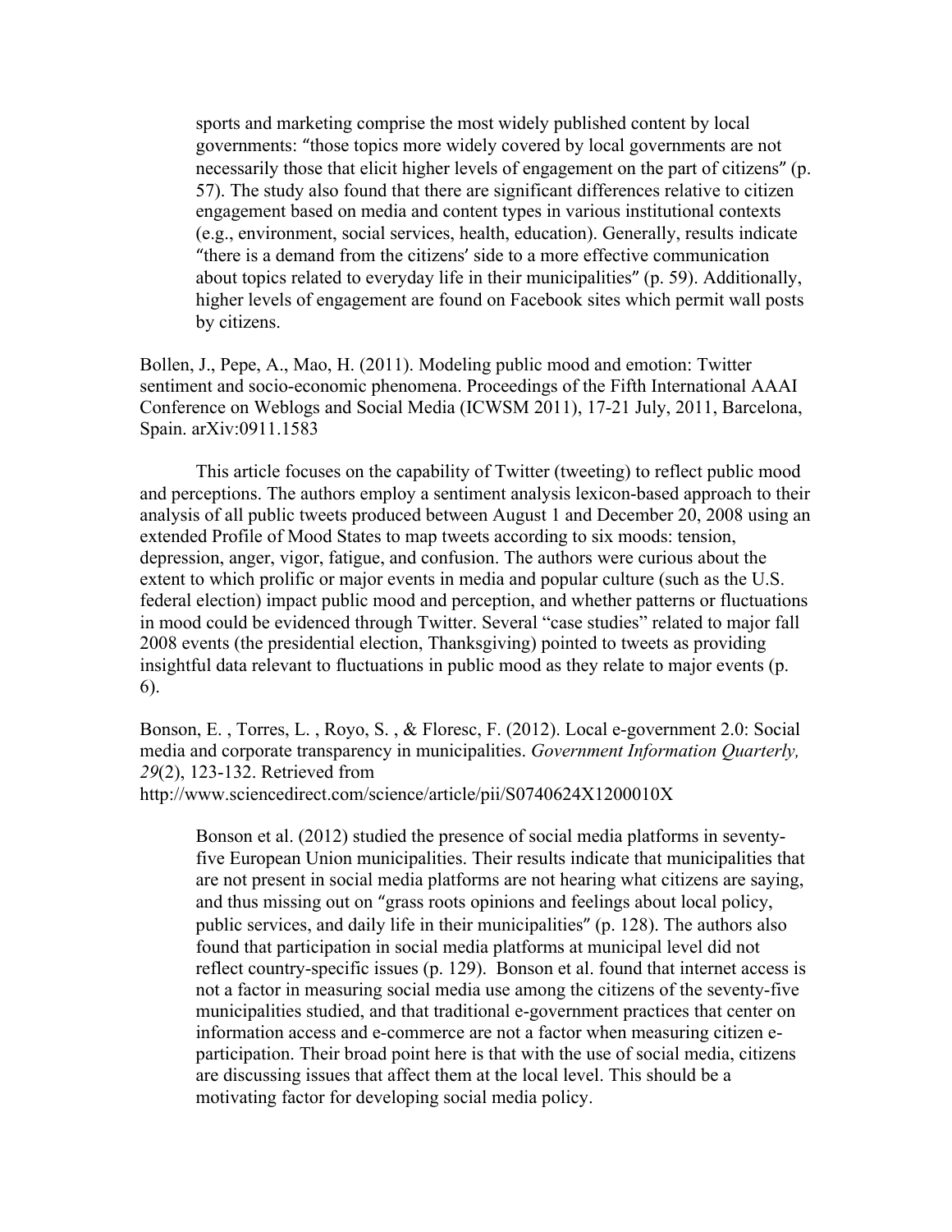sports and marketing comprise the most widely published content by local governments: "those topics more widely covered by local governments are not necessarily those that elicit higher levels of engagement on the part of citizens" (p. 57). The study also found that there are significant differences relative to citizen engagement based on media and content types in various institutional contexts (e.g., environment, social services, health, education). Generally, results indicate "there is a demand from the citizens' side to a more effective communication about topics related to everyday life in their municipalities" (p. 59). Additionally, higher levels of engagement are found on Facebook sites which permit wall posts by citizens.

Bollen, J., Pepe, A., Mao, H. (2011). Modeling public mood and emotion: Twitter sentiment and socio-economic phenomena. Proceedings of the Fifth International AAAI Conference on Weblogs and Social Media (ICWSM 2011), 17-21 July, 2011, Barcelona, Spain. arXiv:0911.1583

This article focuses on the capability of Twitter (tweeting) to reflect public mood and perceptions. The authors employ a sentiment analysis lexicon-based approach to their analysis of all public tweets produced between August 1 and December 20, 2008 using an extended Profile of Mood States to map tweets according to six moods: tension, depression, anger, vigor, fatigue, and confusion. The authors were curious about the extent to which prolific or major events in media and popular culture (such as the U.S. federal election) impact public mood and perception, and whether patterns or fluctuations in mood could be evidenced through Twitter. Several "case studies" related to major fall 2008 events (the presidential election, Thanksgiving) pointed to tweets as providing insightful data relevant to fluctuations in public mood as they relate to major events (p. 6).

Bonson, E. , Torres, L. , Royo, S. , & Floresc, F. (2012). Local e-government 2.0: Social media and corporate transparency in municipalities. *Government Information Quarterly, 29*(2), 123-132. Retrieved from http://www.sciencedirect.com/science/article/pii/S0740624X1200010X

Bonson et al. (2012) studied the presence of social media platforms in seventy-five European Union municipalities. Their results indicate that municipalities that are not present in social media platforms are not hearing what citizens are saying, and thus missing out on "grass roots opinions and feelings about local policy, public services, and daily life in their municipalities" (p. 128). The authors also found that participation in social media platforms at municipal level did not reflect country-specific issues (p. 129). Bonson et al. found that internet access is not a factor in measuring social media use among the citizens of the seventy-five municipalities studied, and that traditional e-government practices that center on information access and e-commerce are not a factor when measuring citizen e-participation. Their broad point here is that with the use of social media, citizens are discussing issues that affect them at the local level. This should be a motivating factor for developing social media policy.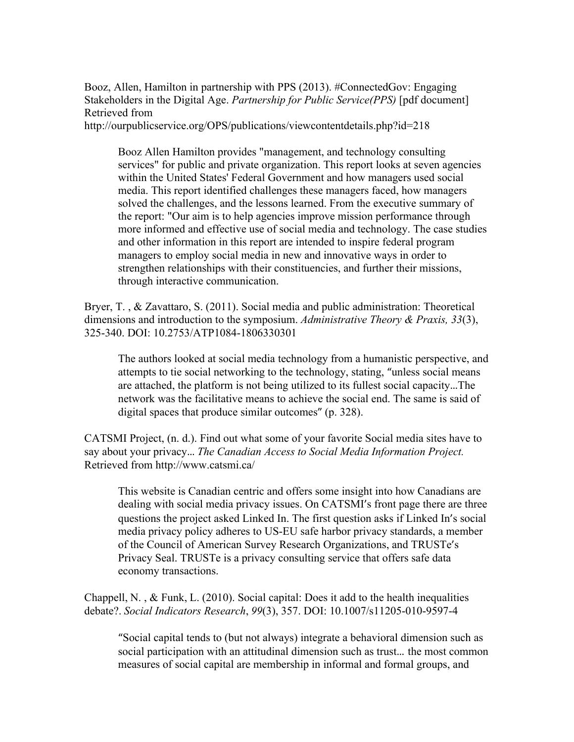Booz, Allen, Hamilton in partnership with PPS (2013). #ConnectedGov: Engaging Stakeholders in the Digital Age. *Partnership for Public Service(PPS)* [pdf document] Retrieved from http://ourpublicservice.org/OPS/publications/viewcontentdetails.php?id=218

> Booz Allen Hamilton provides "management, and technology consulting services" for public and private organization. This report looks at seven agencies within the United States' Federal Government and how managers used social media. This report identified challenges these managers faced, how managers solved the challenges, and the lessons learned. From the executive summary of the report: "Our aim is to help agencies improve mission performance through more informed and effective use of social media and technology. The case studies and other information in this report are intended to inspire federal program managers to employ social media in new and innovative ways in order to strengthen relationships with their constituencies, and further their missions, through interactive communication.

Bryer, T. , & Zavattaro, S. (2011). Social media and public administration: Theoretical dimensions and introduction to the symposium. *Administrative Theory & Praxis, 33*(3), 325-340. DOI: 10.2753/ATP1084-1806330301

> The authors looked at social media technology from a humanistic perspective, and attempts to tie social networking to the technology, stating, "unless social means are attached, the platform is not being utilized to its fullest social capacity...The network was the facilitative means to achieve the social end. The same is said of digital spaces that produce similar outcomes" (p. 328).

CATSMI Project, (n. d.). Find out what some of your favorite Social media sites have to say about your privacy... *The Canadian Access to Social Media Information Project.* Retrieved from http://www.catsmi.ca/

> This website is Canadian centric and offers some insight into how Canadians are dealing with social media privacy issues. On CATSMI's front page there are three questions the project asked Linked In. The first question asks if Linked In's social media privacy policy adheres to US-EU safe harbor privacy standards, a member of the Council of American Survey Research Organizations, and TRUSTe's Privacy Seal. TRUSTe is a privacy consulting service that offers safe data economy transactions.

Chappell, N. , & Funk, L. (2010). Social capital: Does it add to the health inequalities debate?. *Social Indicators Research*, *99*(3), 357. DOI: 10.1007/s11205-010-9597-4

> "Social capital tends to (but not always) integrate a behavioral dimension such as social participation with an attitudinal dimension such as trust... the most common measures of social capital are membership in informal and formal groups, and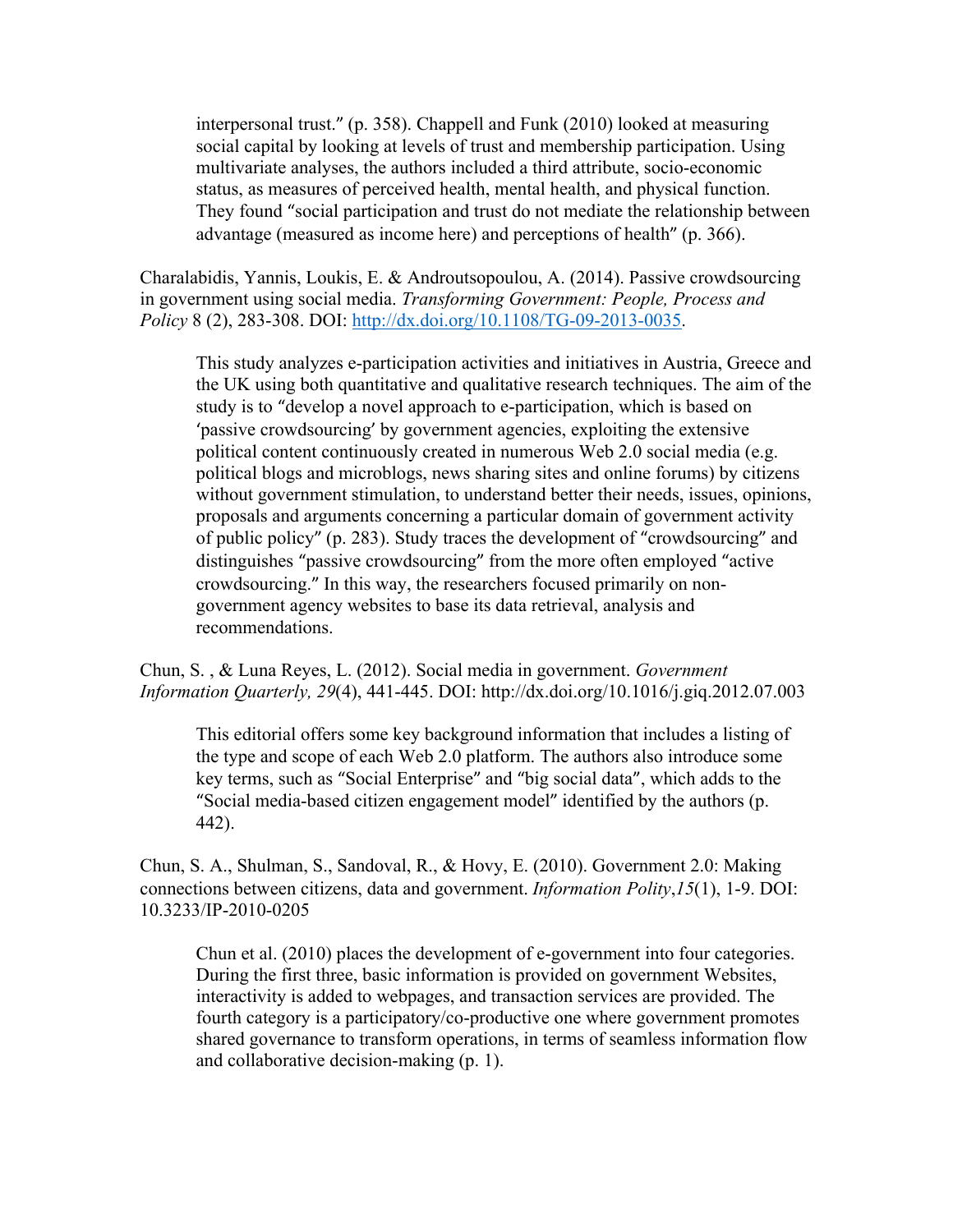interpersonal trust." (p. 358). Chappell and Funk (2010) looked at measuring social capital by looking at levels of trust and membership participation. Using multivariate analyses, the authors included a third attribute, socio-economic status, as measures of perceived health, mental health, and physical function. They found "social participation and trust do not mediate the relationship between advantage (measured as income here) and perceptions of health" (p. 366).

Charalabidis, Yannis, Loukis, E. & Androutsopoulou, A. (2014). Passive crowdsourcing in government using social media. *Transforming Government: People, Process and Policy* 8 (2), 283-308. DOI: http://dx.doi.org/10.1108/TG-09-2013-0035.

> This study analyzes e-participation activities and initiatives in Austria, Greece and the UK using both quantitative and qualitative research techniques. The aim of the study is to "develop a novel approach to e-participation, which is based on 'passive crowdsourcing' by government agencies, exploiting the extensive political content continuously created in numerous Web 2.0 social media (e.g. political blogs and microblogs, news sharing sites and online forums) by citizens without government stimulation, to understand better their needs, issues, opinions, proposals and arguments concerning a particular domain of government activity of public policy" (p. 283). Study traces the development of "crowdsourcing" and distinguishes "passive crowdsourcing" from the more often employed "active crowdsourcing." In this way, the researchers focused primarily on non-government agency websites to base its data retrieval, analysis and recommendations.

Chun, S. , & Luna Reyes, L. (2012). Social media in government. *Government Information Quarterly, 29*(4), 441-445. DOI: http://dx.doi.org/10.1016/j.giq.2012.07.003

> This editorial offers some key background information that includes a listing of the type and scope of each Web 2.0 platform. The authors also introduce some key terms, such as "Social Enterprise" and "big social data", which adds to the "Social media-based citizen engagement model" identified by the authors (p. 442).

Chun, S. A., Shulman, S., Sandoval, R., & Hovy, E. (2010). Government 2.0: Making connections between citizens, data and government. *Information Polity*,*15*(1), 1-9. DOI: 10.3233/IP-2010-0205

> Chun et al. (2010) places the development of e-government into four categories. During the first three, basic information is provided on government Websites, interactivity is added to webpages, and transaction services are provided. The fourth category is a participatory/co-productive one where government promotes shared governance to transform operations, in terms of seamless information flow and collaborative decision-making (p. 1).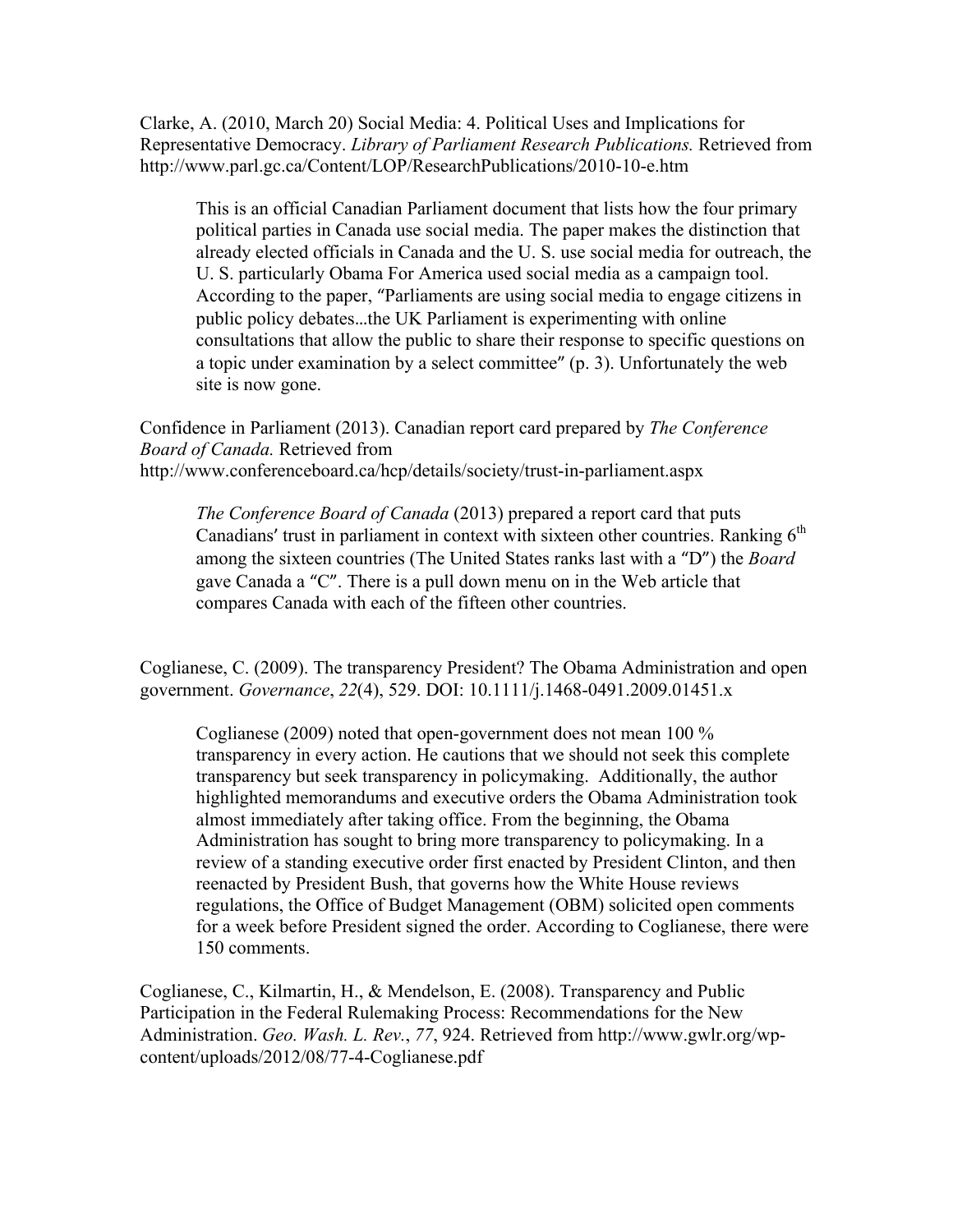Clarke, A. (2010, March 20) Social Media: 4. Political Uses and Implications for Representative Democracy. *Library of Parliament Research Publications.* Retrieved from http://www.parl.gc.ca/Content/LOP/ResearchPublications/2010-10-e.htm

> This is an official Canadian Parliament document that lists how the four primary political parties in Canada use social media. The paper makes the distinction that already elected officials in Canada and the U. S. use social media for outreach, the U. S. particularly Obama For America used social media as a campaign tool. According to the paper, "Parliaments are using social media to engage citizens in public policy debates...the UK Parliament is experimenting with online consultations that allow the public to share their response to specific questions on a topic under examination by a select committee" (p. 3). Unfortunately the web site is now gone.

Confidence in Parliament (2013). Canadian report card prepared by *The Conference Board of Canada.* Retrieved from http://www.conferenceboard.ca/hcp/details/society/trust-in-parliament.aspx

> *The Conference Board of Canada* (2013) prepared a report card that puts Canadians' trust in parliament in context with sixteen other countries. Ranking 6th among the sixteen countries (The United States ranks last with a "D") the *Board* gave Canada a "C". There is a pull down menu on in the Web article that compares Canada with each of the fifteen other countries.

Coglianese, C. (2009). The transparency President? The Obama Administration and open government. *Governance*, *22*(4), 529. DOI: 10.1111/j.1468-0491.2009.01451.x

> Coglianese (2009) noted that open-government does not mean 100 % transparency in every action. He cautions that we should not seek this complete transparency but seek transparency in policymaking. Additionally, the author highlighted memorandums and executive orders the Obama Administration took almost immediately after taking office. From the beginning, the Obama Administration has sought to bring more transparency to policymaking. In a review of a standing executive order first enacted by President Clinton, and then reenacted by President Bush, that governs how the White House reviews regulations, the Office of Budget Management (OBM) solicited open comments for a week before President signed the order. According to Coglianese, there were 150 comments.

Coglianese, C., Kilmartin, H., & Mendelson, E. (2008). Transparency and Public Participation in the Federal Rulemaking Process: Recommendations for the New Administration. *Geo. Wash. L. Rev.*, *77*, 924. Retrieved from http://www.gwlr.org/wp-content/uploads/2012/08/77-4-Coglianese.pdf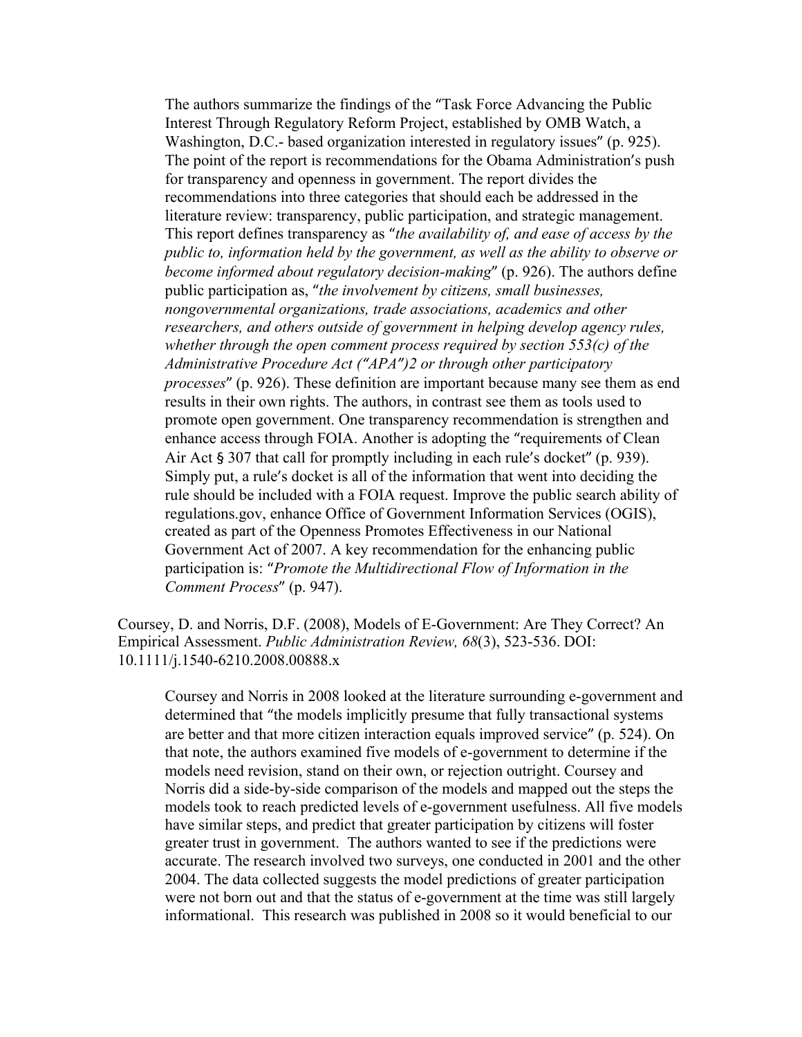The authors summarize the findings of the "Task Force Advancing the Public Interest Through Regulatory Reform Project, established by OMB Watch, a Washington, D.C.- based organization interested in regulatory issues" (p. 925). The point of the report is recommendations for the Obama Administration's push for transparency and openness in government. The report divides the recommendations into three categories that should each be addressed in the literature review: transparency, public participation, and strategic management. This report defines transparency as "*the availability of, and ease of access by the public to, information held by the government, as well as the ability to observe or become informed about regulatory decision-making*" (p. 926). The authors define public participation as, "*the involvement by citizens, small businesses, nongovernmental organizations, trade associations, academics and other researchers, and others outside of government in helping develop agency rules, whether through the open comment process required by section 553(c) of the Administrative Procedure Act ("APA")2 or through other participatory processes*" (p. 926). These definition are important because many see them as end results in their own rights. The authors, in contrast see them as tools used to promote open government. One transparency recommendation is strengthen and enhance access through FOIA. Another is adopting the "requirements of Clean Air Act § 307 that call for promptly including in each rule's docket" (p. 939). Simply put, a rule's docket is all of the information that went into deciding the rule should be included with a FOIA request. Improve the public search ability of regulations.gov, enhance Office of Government Information Services (OGIS), created as part of the Openness Promotes Effectiveness in our National Government Act of 2007. A key recommendation for the enhancing public participation is: "*Promote the Multidirectional Flow of Information in the Comment Process*" (p. 947).

Coursey, D. and Norris, D.F. (2008), Models of E-Government: Are They Correct? An Empirical Assessment. *Public Administration Review, 68*(3), 523-536. DOI: 10.1111/j.1540-6210.2008.00888.x

Coursey and Norris in 2008 looked at the literature surrounding e-government and determined that "the models implicitly presume that fully transactional systems are better and that more citizen interaction equals improved service" (p. 524). On that note, the authors examined five models of e-government to determine if the models need revision, stand on their own, or rejection outright. Coursey and Norris did a side-by-side comparison of the models and mapped out the steps the models took to reach predicted levels of e-government usefulness. All five models have similar steps, and predict that greater participation by citizens will foster greater trust in government. The authors wanted to see if the predictions were accurate. The research involved two surveys, one conducted in 2001 and the other 2004. The data collected suggests the model predictions of greater participation were not born out and that the status of e-government at the time was still largely informational. This research was published in 2008 so it would beneficial to our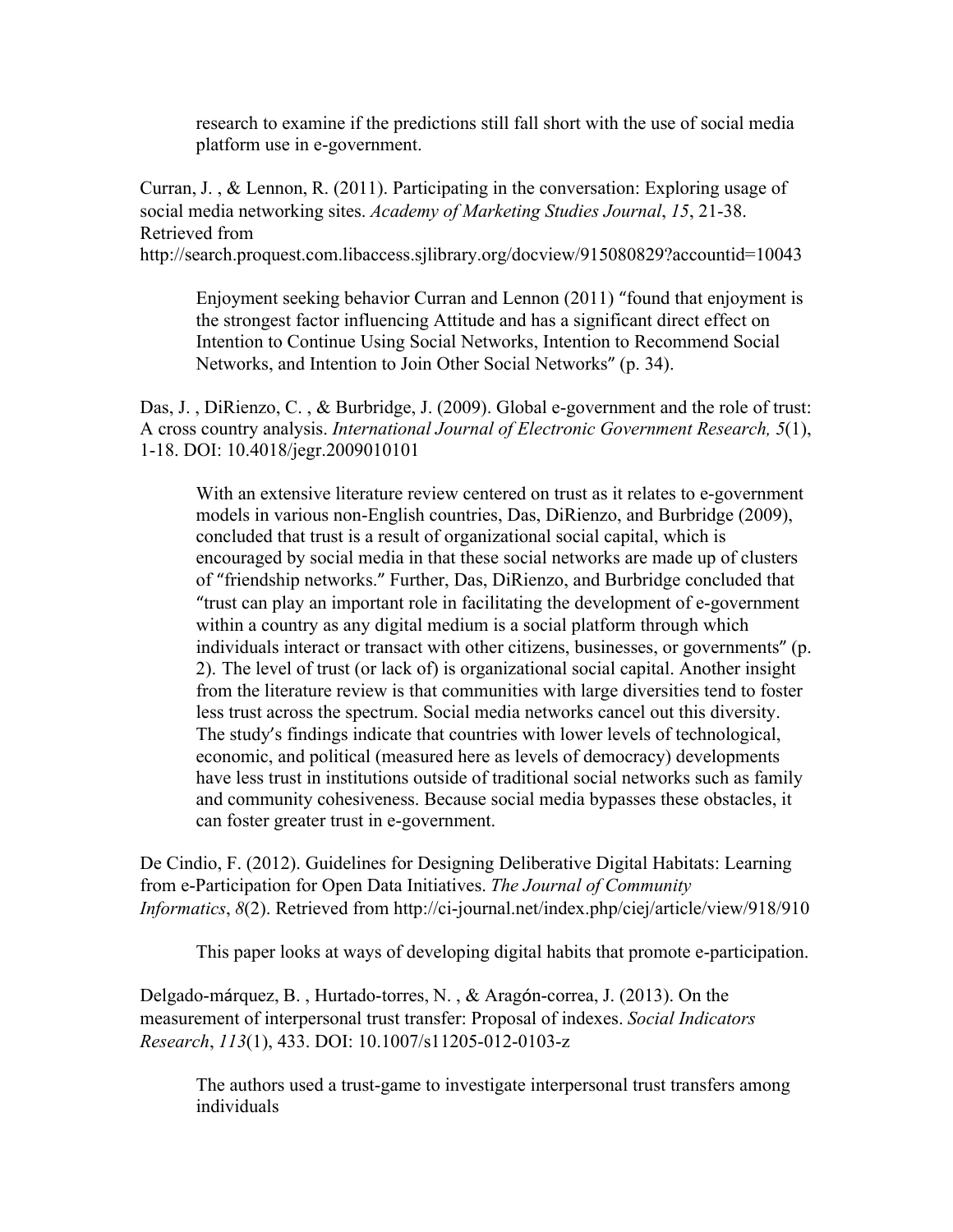research to examine if the predictions still fall short with the use of social media platform use in e-government.

Curran, J. , & Lennon, R. (2011). Participating in the conversation: Exploring usage of social media networking sites. *Academy of Marketing Studies Journal*, *15*, 21-38. Retrieved from http://search.proquest.com.libaccess.sjlibrary.org/docview/915080829?accountid=10043

> Enjoyment seeking behavior Curran and Lennon (2011) "found that enjoyment is the strongest factor influencing Attitude and has a significant direct effect on Intention to Continue Using Social Networks, Intention to Recommend Social Networks, and Intention to Join Other Social Networks" (p. 34).

Das, J. , DiRienzo, C. , & Burbridge, J. (2009). Global e-government and the role of trust: A cross country analysis. *International Journal of Electronic Government Research, 5*(1), 1-18. DOI: 10.4018/jegr.2009010101

> With an extensive literature review centered on trust as it relates to e-government models in various non-English countries, Das, DiRienzo, and Burbridge (2009), concluded that trust is a result of organizational social capital, which is encouraged by social media in that these social networks are made up of clusters of "friendship networks." Further, Das, DiRienzo, and Burbridge concluded that "trust can play an important role in facilitating the development of e-government within a country as any digital medium is a social platform through which individuals interact or transact with other citizens, businesses, or governments" (p. 2). The level of trust (or lack of) is organizational social capital. Another insight from the literature review is that communities with large diversities tend to foster less trust across the spectrum. Social media networks cancel out this diversity. The study's findings indicate that countries with lower levels of technological, economic, and political (measured here as levels of democracy) developments have less trust in institutions outside of traditional social networks such as family and community cohesiveness. Because social media bypasses these obstacles, it can foster greater trust in e-government.

De Cindio, F. (2012). Guidelines for Designing Deliberative Digital Habitats: Learning from e-Participation for Open Data Initiatives. *The Journal of Community Informatics*, *8*(2). Retrieved from http://ci-journal.net/index.php/ciej/article/view/918/910

> This paper looks at ways of developing digital habits that promote e-participation.

Delgado-márquez, B. , Hurtado-torres, N. , & Aragón-correa, J. (2013). On the measurement of interpersonal trust transfer: Proposal of indexes. *Social Indicators Research*, *113*(1), 433. DOI: 10.1007/s11205-012-0103-z

> The authors used a trust-game to investigate interpersonal trust transfers among individuals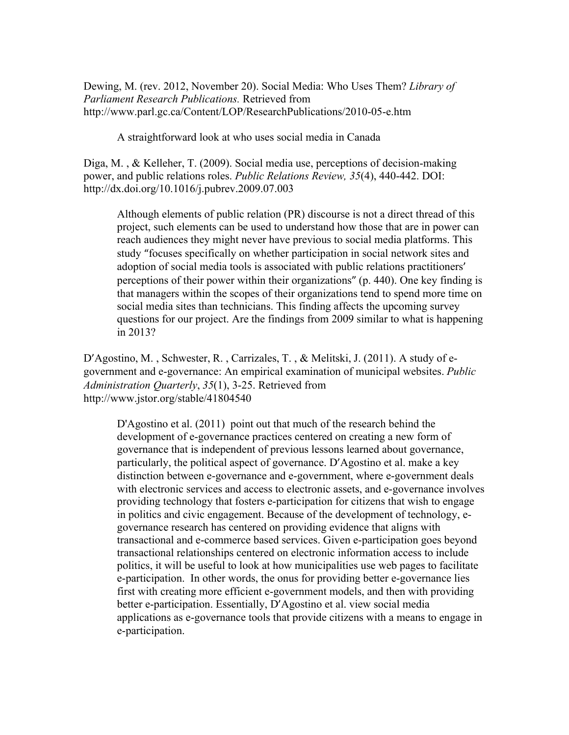Dewing, M. (rev. 2012, November 20). Social Media: Who Uses Them? *Library of Parliament Research Publications.* Retrieved from http://www.parl.gc.ca/Content/LOP/ResearchPublications/2010-05-e.htm

> A straightforward look at who uses social media in Canada

Diga, M. , & Kelleher, T. (2009). Social media use, perceptions of decision-making power, and public relations roles. *Public Relations Review, 35*(4), 440-442. DOI: http://dx.doi.org/10.1016/j.pubrev.2009.07.003

> Although elements of public relation (PR) discourse is not a direct thread of this project, such elements can be used to understand how those that are in power can reach audiences they might never have previous to social media platforms. This study "focuses specifically on whether participation in social network sites and adoption of social media tools is associated with public relations practitioners' perceptions of their power within their organizations" (p. 440). One key finding is that managers within the scopes of their organizations tend to spend more time on social media sites than technicians. This finding affects the upcoming survey questions for our project. Are the findings from 2009 similar to what is happening in 2013?

D'Agostino, M. , Schwester, R. , Carrizales, T. , & Melitski, J. (2011). A study of e-government and e-governance: An empirical examination of municipal websites. *Public Administration Quarterly*, *35*(1), 3-25. Retrieved from http://www.jstor.org/stable/41804540

> D'Agostino et al. (2011) point out that much of the research behind the development of e-governance practices centered on creating a new form of governance that is independent of previous lessons learned about governance, particularly, the political aspect of governance. D'Agostino et al. make a key distinction between e-governance and e-government, where e-government deals with electronic services and access to electronic assets, and e-governance involves providing technology that fosters e-participation for citizens that wish to engage in politics and civic engagement. Because of the development of technology, e-governance research has centered on providing evidence that aligns with transactional and e-commerce based services. Given e-participation goes beyond transactional relationships centered on electronic information access to include politics, it will be useful to look at how municipalities use web pages to facilitate e-participation. In other words, the onus for providing better e-governance lies first with creating more efficient e-government models, and then with providing better e-participation. Essentially, D'Agostino et al. view social media applications as e-governance tools that provide citizens with a means to engage in e-participation.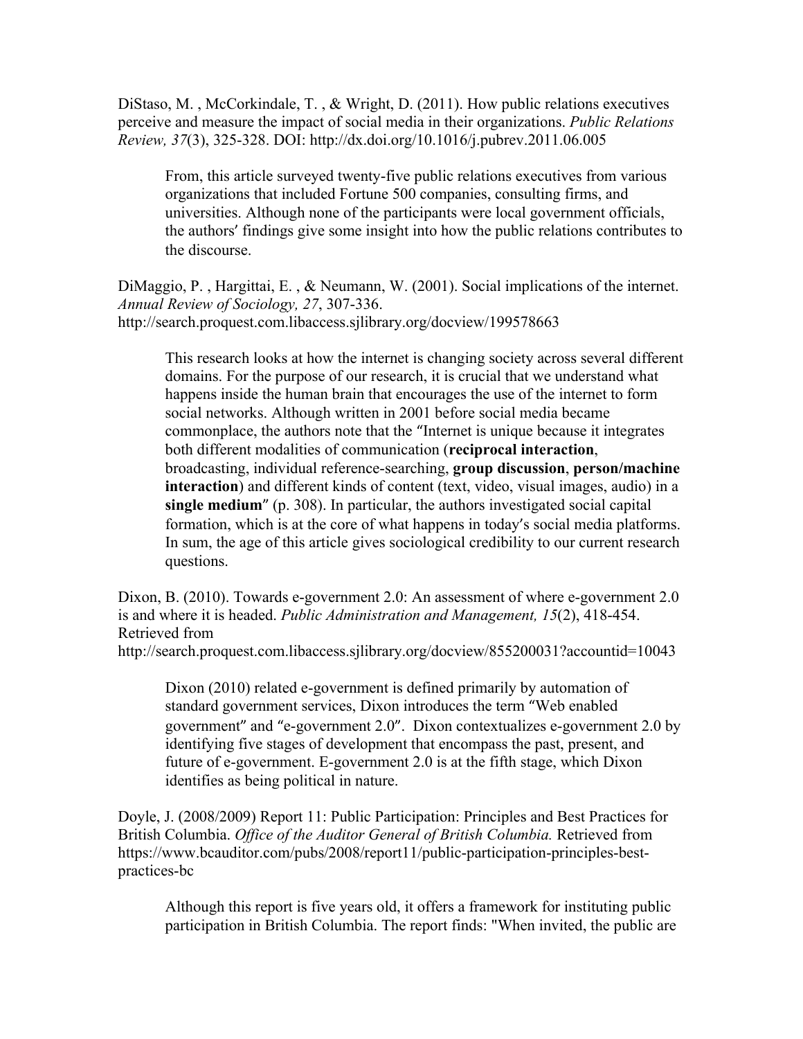DiStaso, M. , McCorkindale, T. , & Wright, D. (2011). How public relations executives perceive and measure the impact of social media in their organizations. *Public Relations Review, 37*(3), 325-328. DOI: http://dx.doi.org/10.1016/j.pubrev.2011.06.005

> From, this article surveyed twenty-five public relations executives from various organizations that included Fortune 500 companies, consulting firms, and universities. Although none of the participants were local government officials, the authors′ findings give some insight into how the public relations contributes to the discourse.

DiMaggio, P. , Hargittai, E. , & Neumann, W. (2001). Social implications of the internet. *Annual Review of Sociology, 27*, 307-336. http://search.proquest.com.libaccess.sjlibrary.org/docview/199578663

> This research looks at how the internet is changing society across several different domains. For the purpose of our research, it is crucial that we understand what happens inside the human brain that encourages the use of the internet to form social networks. Although written in 2001 before social media became commonplace, the authors note that the ″Internet is unique because it integrates both different modalities of communication (**reciprocal interaction**, broadcasting, individual reference-searching, **group discussion**, **person/machine interaction**) and different kinds of content (text, video, visual images, audio) in a **single medium**″ (p. 308). In particular, the authors investigated social capital formation, which is at the core of what happens in today′s social media platforms. In sum, the age of this article gives sociological credibility to our current research questions.

Dixon, B. (2010). Towards e-government 2.0: An assessment of where e-government 2.0 is and where it is headed. *Public Administration and Management, 15*(2), 418-454. Retrieved from http://search.proquest.com.libaccess.sjlibrary.org/docview/855200031?accountid=10043

> Dixon (2010) related e-government is defined primarily by automation of standard government services, Dixon introduces the term ″Web enabled government″ and ″e-government 2.0″. Dixon contextualizes e-government 2.0 by identifying five stages of development that encompass the past, present, and future of e-government. E-government 2.0 is at the fifth stage, which Dixon identifies as being political in nature.

Doyle, J. (2008/2009) Report 11: Public Participation: Principles and Best Practices for British Columbia. *Office of the Auditor General of British Columbia.* Retrieved from https://www.bcauditor.com/pubs/2008/report11/public-participation-principles-best-practices-bc

> Although this report is five years old, it offers a framework for instituting public participation in British Columbia. The report finds: "When invited, the public are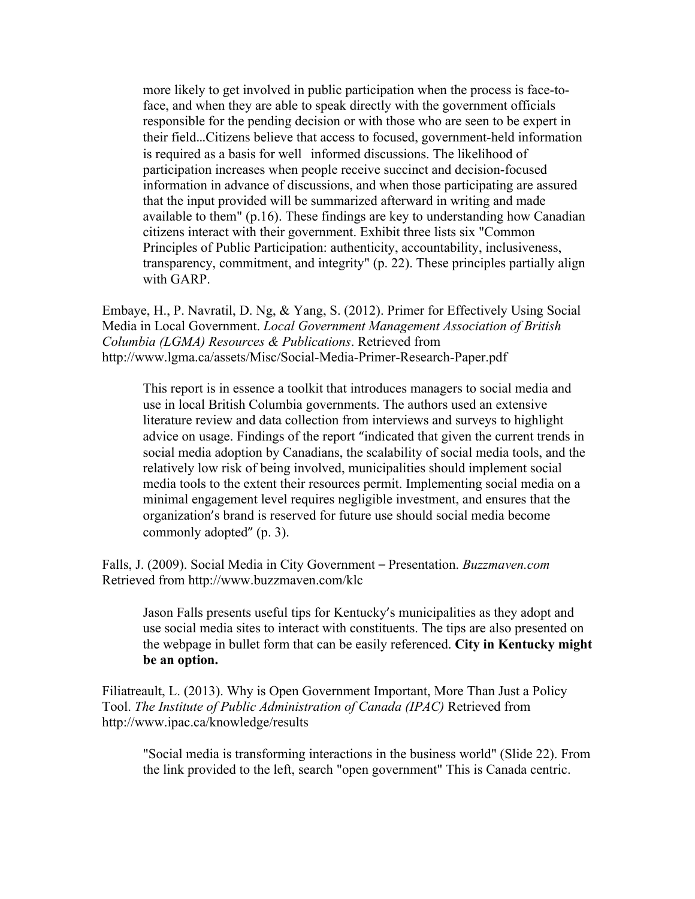more likely to get involved in public participation when the process is face-to-face, and when they are able to speak directly with the government officials responsible for the pending decision or with those who are seen to be expert in their field...Citizens believe that access to focused, government-held information is required as a basis for well informed discussions. The likelihood of participation increases when people receive succinct and decision-focused information in advance of discussions, and when those participating are assured that the input provided will be summarized afterward in writing and made available to them" (p.16). These findings are key to understanding how Canadian citizens interact with their government. Exhibit three lists six "Common Principles of Public Participation: authenticity, accountability, inclusiveness, transparency, commitment, and integrity" (p. 22). These principles partially align with GARP.

Embaye, H., P. Navratil, D. Ng, & Yang, S. (2012). Primer for Effectively Using Social Media in Local Government. *Local Government Management Association of British Columbia (LGMA) Resources & Publications*. Retrieved from http://www.lgma.ca/assets/Misc/Social-Media-Primer-Research-Paper.pdf

> This report is in essence a toolkit that introduces managers to social media and use in local British Columbia governments. The authors used an extensive literature review and data collection from interviews and surveys to highlight advice on usage. Findings of the report "indicated that given the current trends in social media adoption by Canadians, the scalability of social media tools, and the relatively low risk of being involved, municipalities should implement social media tools to the extent their resources permit. Implementing social media on a minimal engagement level requires negligible investment, and ensures that the organization's brand is reserved for future use should social media become commonly adopted" (p. 3).

Falls, J. (2009). Social Media in City Government – Presentation. *Buzzmaven.com* Retrieved from http://www.buzzmaven.com/klc

> Jason Falls presents useful tips for Kentucky's municipalities as they adopt and use social media sites to interact with constituents. The tips are also presented on the webpage in bullet form that can be easily referenced. **City in Kentucky might be an option.**

Filiatreault, L. (2013). Why is Open Government Important, More Than Just a Policy Tool. *The Institute of Public Administration of Canada (IPAC)* Retrieved from http://www.ipac.ca/knowledge/results

> "Social media is transforming interactions in the business world" (Slide 22). From the link provided to the left, search "open government" This is Canada centric.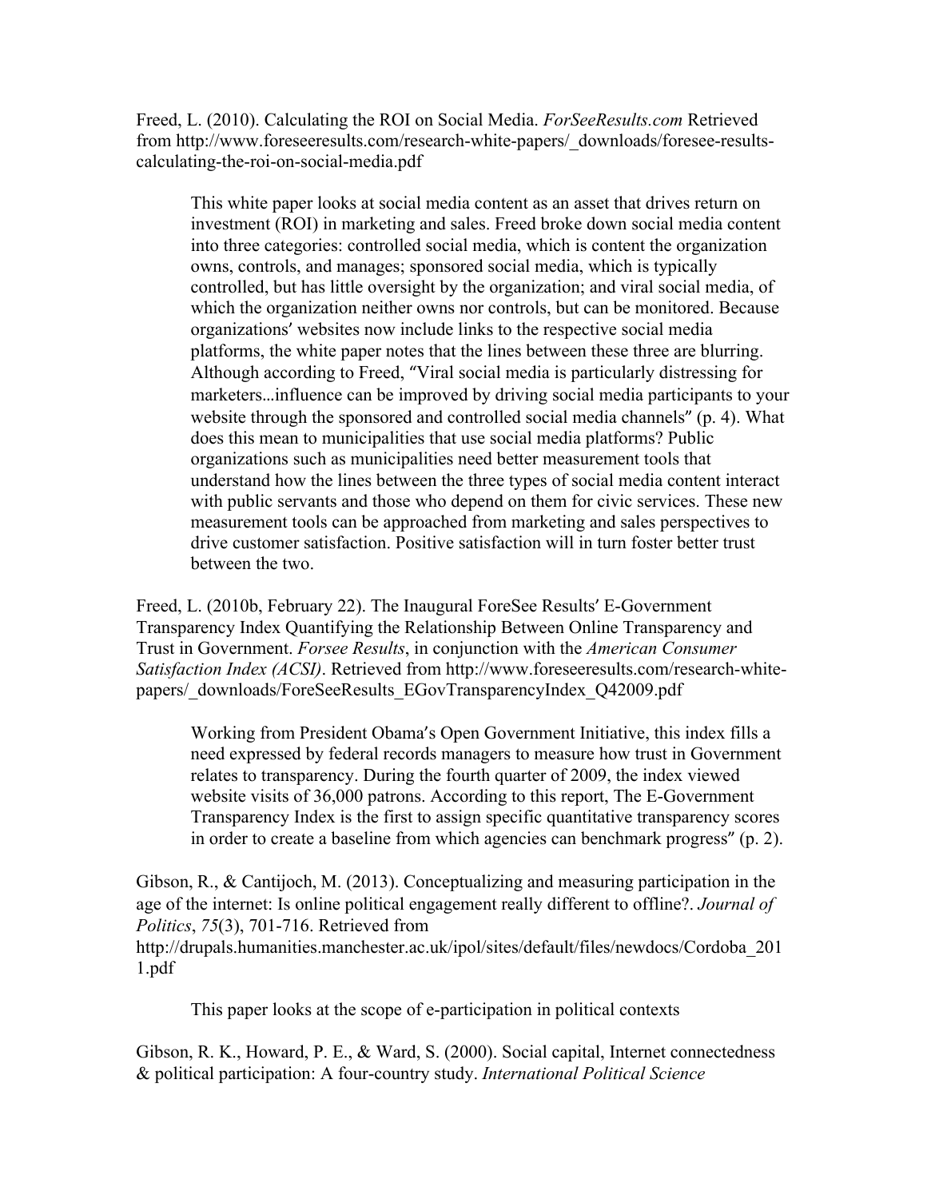Freed, L. (2010). Calculating the ROI on Social Media. *ForSeeResults.com* Retrieved from http://www.foreseeresults.com/research-white-papers/_downloads/foresee-results-calculating-the-roi-on-social-media.pdf

> This white paper looks at social media content as an asset that drives return on investment (ROI) in marketing and sales. Freed broke down social media content into three categories: controlled social media, which is content the organization owns, controls, and manages; sponsored social media, which is typically controlled, but has little oversight by the organization; and viral social media, of which the organization neither owns nor controls, but can be monitored. Because organizations' websites now include links to the respective social media platforms, the white paper notes that the lines between these three are blurring. Although according to Freed, "Viral social media is particularly distressing for marketers…influence can be improved by driving social media participants to your website through the sponsored and controlled social media channels" (p. 4). What does this mean to municipalities that use social media platforms? Public organizations such as municipalities need better measurement tools that understand how the lines between the three types of social media content interact with public servants and those who depend on them for civic services. These new measurement tools can be approached from marketing and sales perspectives to drive customer satisfaction. Positive satisfaction will in turn foster better trust between the two.

Freed, L. (2010b, February 22). The Inaugural ForeSee Results' E-Government Transparency Index Quantifying the Relationship Between Online Transparency and Trust in Government. *Forsee Results*, in conjunction with the *American Consumer Satisfaction Index (ACSI)*. Retrieved from http://www.foreseeresults.com/research-white-papers/_downloads/ForeSeeResults_EGovTransparencyIndex_Q42009.pdf

> Working from President Obama's Open Government Initiative, this index fills a need expressed by federal records managers to measure how trust in Government relates to transparency. During the fourth quarter of 2009, the index viewed website visits of 36,000 patrons. According to this report, The E-Government Transparency Index is the first to assign specific quantitative transparency scores in order to create a baseline from which agencies can benchmark progress" (p. 2).

Gibson, R., & Cantijoch, M. (2013). Conceptualizing and measuring participation in the age of the internet: Is online political engagement really different to offline?. *Journal of Politics*, *75*(3), 701-716. Retrieved from http://drupals.humanities.manchester.ac.uk/ipol/sites/default/files/newdocs/Cordoba_2011.pdf

> This paper looks at the scope of e-participation in political contexts

Gibson, R. K., Howard, P. E., & Ward, S. (2000). Social capital, Internet connectedness & political participation: A four-country study. *International Political Science*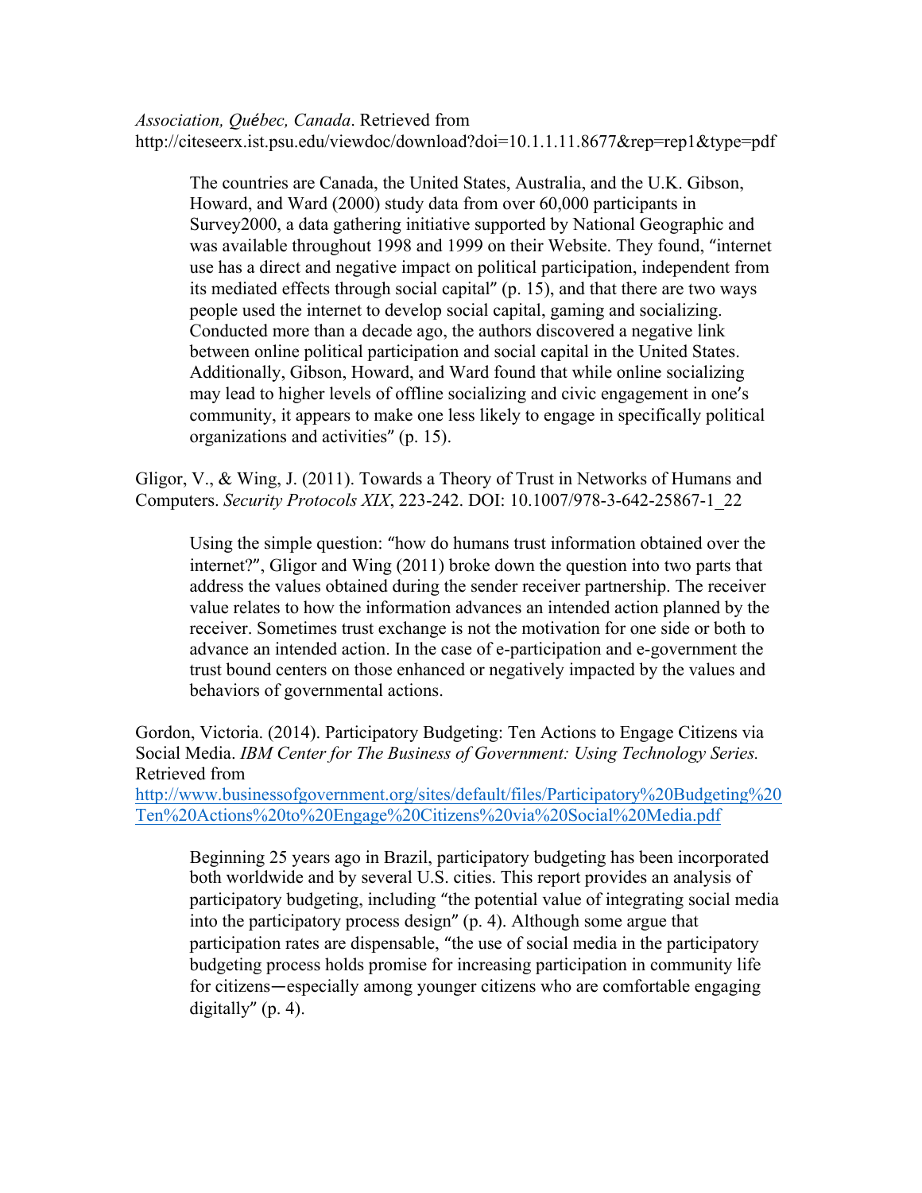*Association, Québec, Canada*. Retrieved from http://citeseerx.ist.psu.edu/viewdoc/download?doi=10.1.1.11.8677&rep=rep1&type=pdf

> The countries are Canada, the United States, Australia, and the U.K. Gibson, Howard, and Ward (2000) study data from over 60,000 participants in Survey2000, a data gathering initiative supported by National Geographic and was available throughout 1998 and 1999 on their Website. They found, "internet use has a direct and negative impact on political participation, independent from its mediated effects through social capital" (p. 15), and that there are two ways people used the internet to develop social capital, gaming and socializing. Conducted more than a decade ago, the authors discovered a negative link between online political participation and social capital in the United States. Additionally, Gibson, Howard, and Ward found that while online socializing may lead to higher levels of offline socializing and civic engagement in one's community, it appears to make one less likely to engage in specifically political organizations and activities" (p. 15).

Gligor, V., & Wing, J. (2011). Towards a Theory of Trust in Networks of Humans and Computers. *Security Protocols XIX*, 223-242. DOI: 10.1007/978-3-642-25867-1_22

> Using the simple question: "how do humans trust information obtained over the internet?", Gligor and Wing (2011) broke down the question into two parts that address the values obtained during the sender receiver partnership. The receiver value relates to how the information advances an intended action planned by the receiver. Sometimes trust exchange is not the motivation for one side or both to advance an intended action. In the case of e-participation and e-government the trust bound centers on those enhanced or negatively impacted by the values and behaviors of governmental actions.

Gordon, Victoria. (2014). Participatory Budgeting: Ten Actions to Engage Citizens via Social Media. *IBM Center for The Business of Government: Using Technology Series.* Retrieved from http://www.businessofgovernment.org/sites/default/files/Participatory%20Budgeting%20Ten%20Actions%20to%20Engage%20Citizens%20via%20Social%20Media.pdf

> Beginning 25 years ago in Brazil, participatory budgeting has been incorporated both worldwide and by several U.S. cities. This report provides an analysis of participatory budgeting, including "the potential value of integrating social media into the participatory process design" (p. 4). Although some argue that participation rates are dispensable, "the use of social media in the participatory budgeting process holds promise for increasing participation in community life for citizens—especially among younger citizens who are comfortable engaging digitally" (p. 4).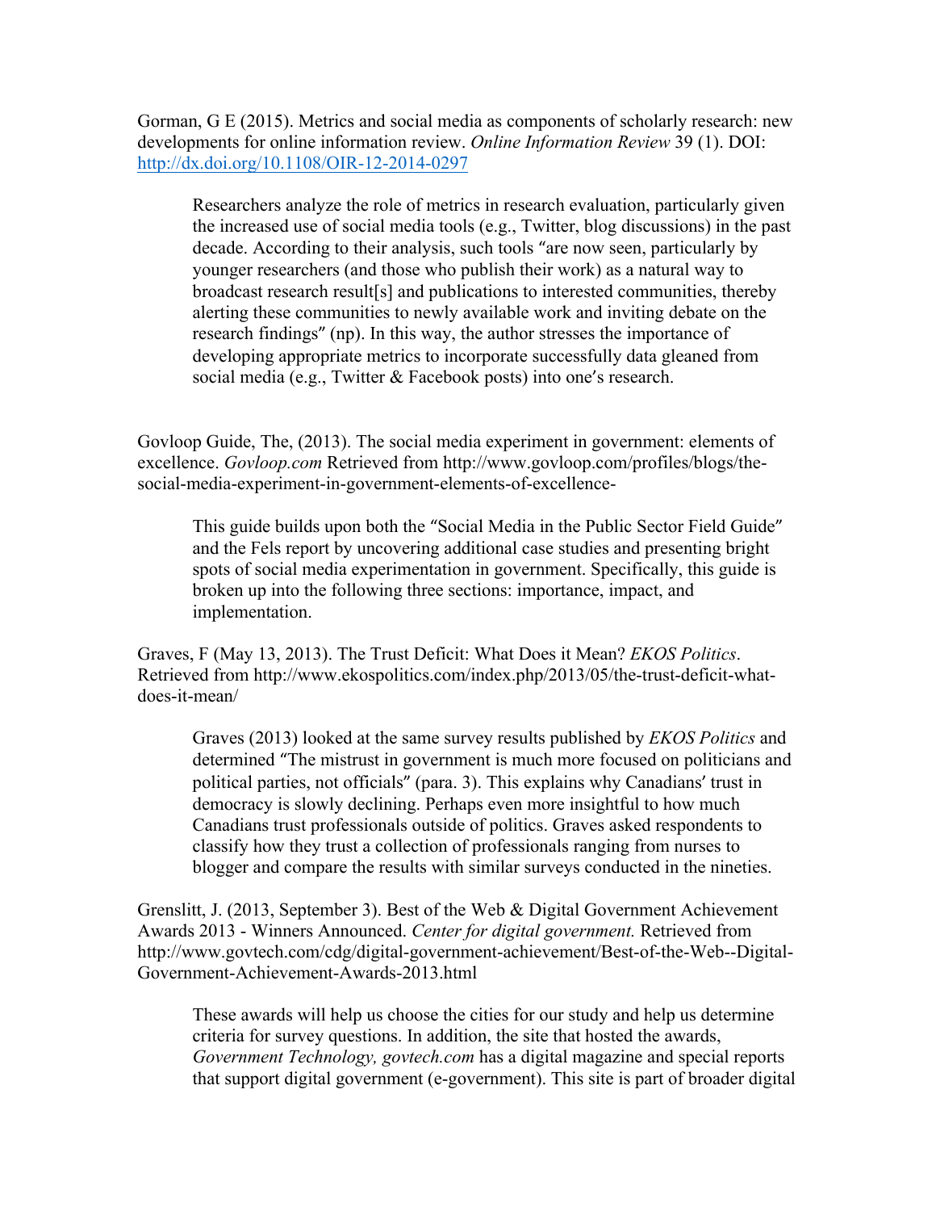Gorman, G E (2015). Metrics and social media as components of scholarly research: new developments for online information review. *Online Information Review* 39 (1). DOI: http://dx.doi.org/10.1108/OIR-12-2014-0297

> Researchers analyze the role of metrics in research evaluation, particularly given the increased use of social media tools (e.g., Twitter, blog discussions) in the past decade. According to their analysis, such tools "are now seen, particularly by younger researchers (and those who publish their work) as a natural way to broadcast research result[s] and publications to interested communities, thereby alerting these communities to newly available work and inviting debate on the research findings" (np). In this way, the author stresses the importance of developing appropriate metrics to incorporate successfully data gleaned from social media (e.g., Twitter & Facebook posts) into one's research.

Govloop Guide, The, (2013). The social media experiment in government: elements of excellence. *Govloop.com* Retrieved from http://www.govloop.com/profiles/blogs/the-social-media-experiment-in-government-elements-of-excellence-

> This guide builds upon both the "Social Media in the Public Sector Field Guide" and the Fels report by uncovering additional case studies and presenting bright spots of social media experimentation in government. Specifically, this guide is broken up into the following three sections: importance, impact, and implementation.

Graves, F (May 13, 2013). The Trust Deficit: What Does it Mean? *EKOS Politics*. Retrieved from http://www.ekospolitics.com/index.php/2013/05/the-trust-deficit-what-does-it-mean/

> Graves (2013) looked at the same survey results published by *EKOS Politics* and determined "The mistrust in government is much more focused on politicians and political parties, not officials" (para. 3). This explains why Canadians' trust in democracy is slowly declining. Perhaps even more insightful to how much Canadians trust professionals outside of politics. Graves asked respondents to classify how they trust a collection of professionals ranging from nurses to blogger and compare the results with similar surveys conducted in the nineties.

Grenslitt, J. (2013, September 3). Best of the Web & Digital Government Achievement Awards 2013 - Winners Announced. *Center for digital government.* Retrieved from http://www.govtech.com/cdg/digital-government-achievement/Best-of-the-Web--Digital-Government-Achievement-Awards-2013.html

> These awards will help us choose the cities for our study and help us determine criteria for survey questions. In addition, the site that hosted the awards, *Government Technology, govtech.com* has a digital magazine and special reports that support digital government (e-government). This site is part of broader digital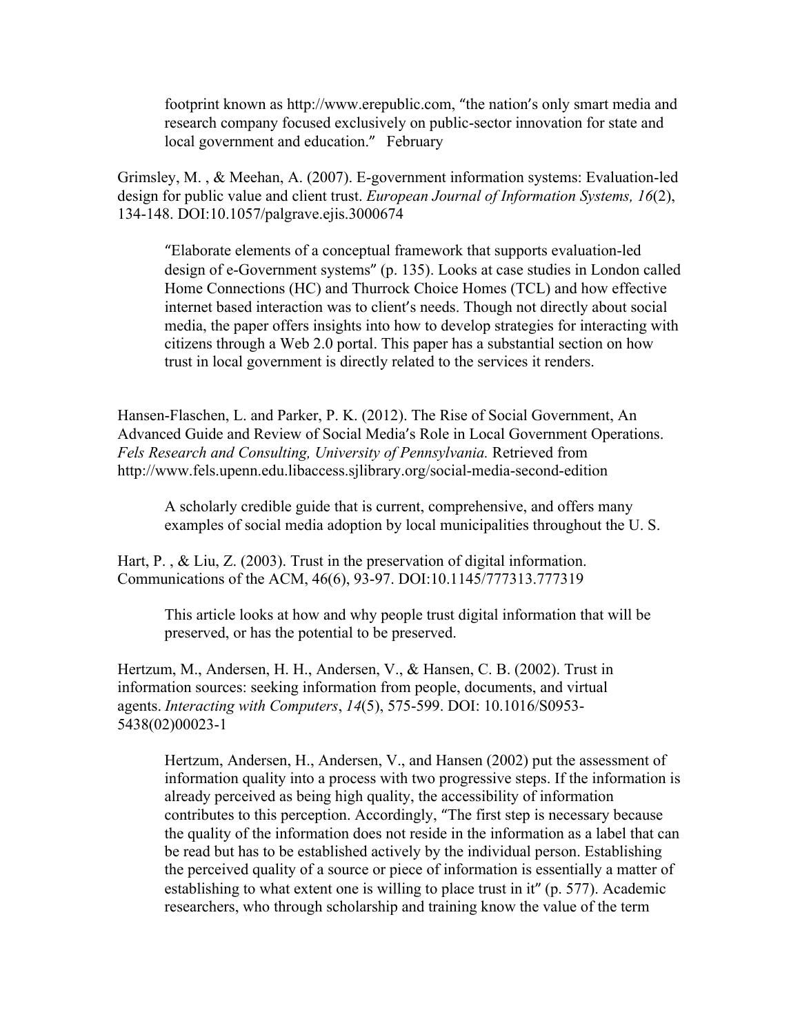footprint known as http://www.erepublic.com, “the nation's only smart media and research company focused exclusively on public-sector innovation for state and local government and education.” February

Grimsley, M. , & Meehan, A. (2007). E-government information systems: Evaluation-led design for public value and client trust. *European Journal of Information Systems, 16*(2), 134-148. DOI:10.1057/palgrave.ejis.3000674

> “Elaborate elements of a conceptual framework that supports evaluation-led design of e-Government systems” (p. 135). Looks at case studies in London called Home Connections (HC) and Thurrock Choice Homes (TCL) and how effective internet based interaction was to client's needs. Though not directly about social media, the paper offers insights into how to develop strategies for interacting with citizens through a Web 2.0 portal. This paper has a substantial section on how trust in local government is directly related to the services it renders.

Hansen-Flaschen, L. and Parker, P. K. (2012). The Rise of Social Government, An Advanced Guide and Review of Social Media's Role in Local Government Operations. *Fels Research and Consulting, University of Pennsylvania.* Retrieved from http://www.fels.upenn.edu.libaccess.sjlibrary.org/social-media-second-edition

> A scholarly credible guide that is current, comprehensive, and offers many examples of social media adoption by local municipalities throughout the U. S.

Hart, P. , & Liu, Z. (2003). Trust in the preservation of digital information. Communications of the ACM, 46(6), 93-97. DOI:10.1145/777313.777319

> This article looks at how and why people trust digital information that will be preserved, or has the potential to be preserved.

Hertzum, M., Andersen, H. H., Andersen, V., & Hansen, C. B. (2002). Trust in information sources: seeking information from people, documents, and virtual agents. *Interacting with Computers*, *14*(5), 575-599. DOI: 10.1016/S0953-5438(02)00023-1

> Hertzum, Andersen, H., Andersen, V., and Hansen (2002) put the assessment of information quality into a process with two progressive steps. If the information is already perceived as being high quality, the accessibility of information contributes to this perception. Accordingly, “The first step is necessary because the quality of the information does not reside in the information as a label that can be read but has to be established actively by the individual person. Establishing the perceived quality of a source or piece of information is essentially a matter of establishing to what extent one is willing to place trust in it” (p. 577). Academic researchers, who through scholarship and training know the value of the term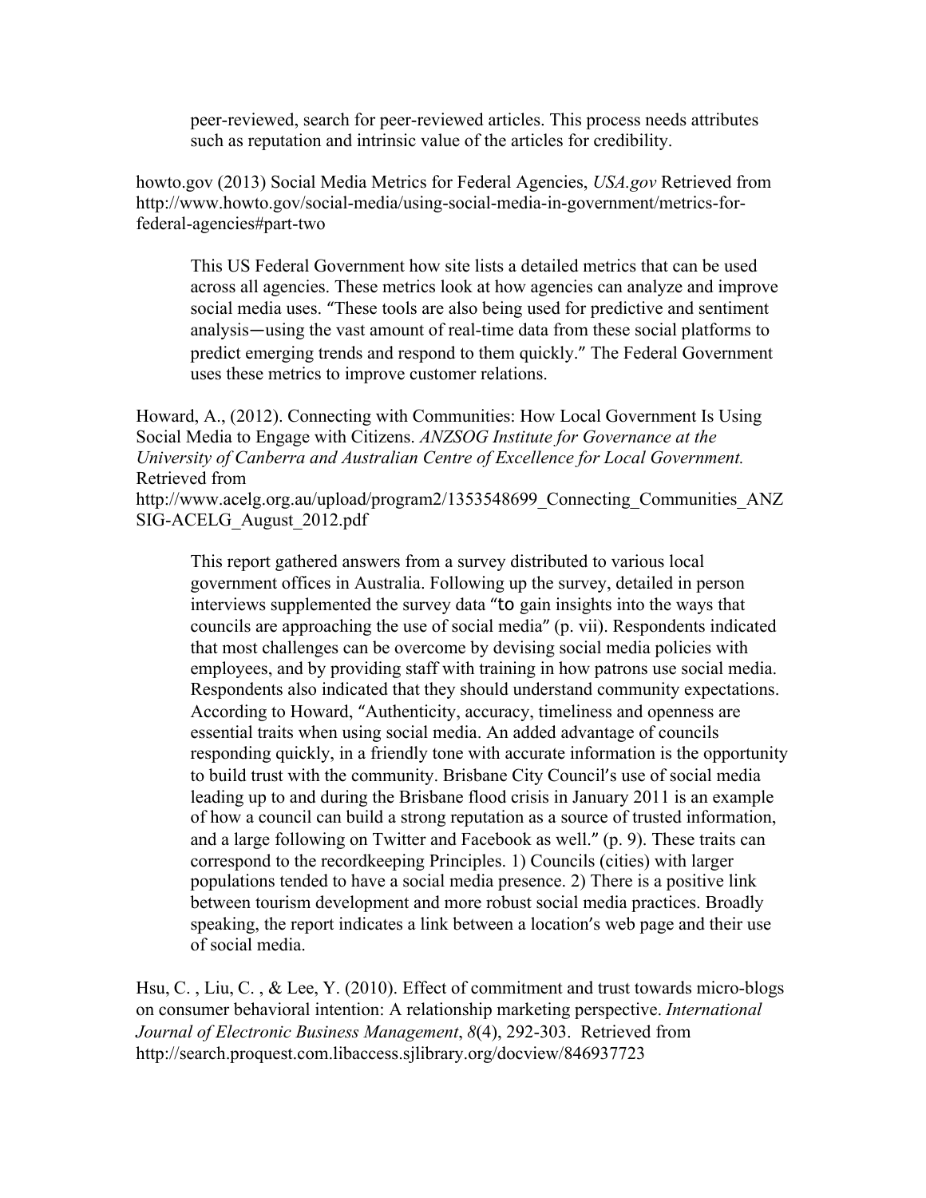peer-reviewed, search for peer-reviewed articles. This process needs attributes such as reputation and intrinsic value of the articles for credibility.

howto.gov (2013) Social Media Metrics for Federal Agencies, *USA.gov* Retrieved from http://www.howto.gov/social-media/using-social-media-in-government/metrics-for-federal-agencies#part-two

> This US Federal Government how site lists a detailed metrics that can be used across all agencies. These metrics look at how agencies can analyze and improve social media uses. "These tools are also being used for predictive and sentiment analysis—using the vast amount of real-time data from these social platforms to predict emerging trends and respond to them quickly." The Federal Government uses these metrics to improve customer relations.

Howard, A., (2012). Connecting with Communities: How Local Government Is Using Social Media to Engage with Citizens. *ANZSOG Institute for Governance at the University of Canberra and Australian Centre of Excellence for Local Government.* Retrieved from http://www.acelg.org.au/upload/program2/1353548699_Connecting_Communities_ANZSIG-ACELG_August_2012.pdf

> This report gathered answers from a survey distributed to various local government offices in Australia. Following up the survey, detailed in person interviews supplemented the survey data "to gain insights into the ways that councils are approaching the use of social media" (p. vii). Respondents indicated that most challenges can be overcome by devising social media policies with employees, and by providing staff with training in how patrons use social media. Respondents also indicated that they should understand community expectations. According to Howard, "Authenticity, accuracy, timeliness and openness are essential traits when using social media. An added advantage of councils responding quickly, in a friendly tone with accurate information is the opportunity to build trust with the community. Brisbane City Council's use of social media leading up to and during the Brisbane flood crisis in January 2011 is an example of how a council can build a strong reputation as a source of trusted information, and a large following on Twitter and Facebook as well." (p. 9). These traits can correspond to the recordkeeping Principles. 1) Councils (cities) with larger populations tended to have a social media presence. 2) There is a positive link between tourism development and more robust social media practices. Broadly speaking, the report indicates a link between a location's web page and their use of social media.

Hsu, C. , Liu, C. , & Lee, Y. (2010). Effect of commitment and trust towards micro-blogs on consumer behavioral intention: A relationship marketing perspective. *International Journal of Electronic Business Management*, *8*(4), 292-303. Retrieved from http://search.proquest.com.libaccess.sjlibrary.org/docview/846937723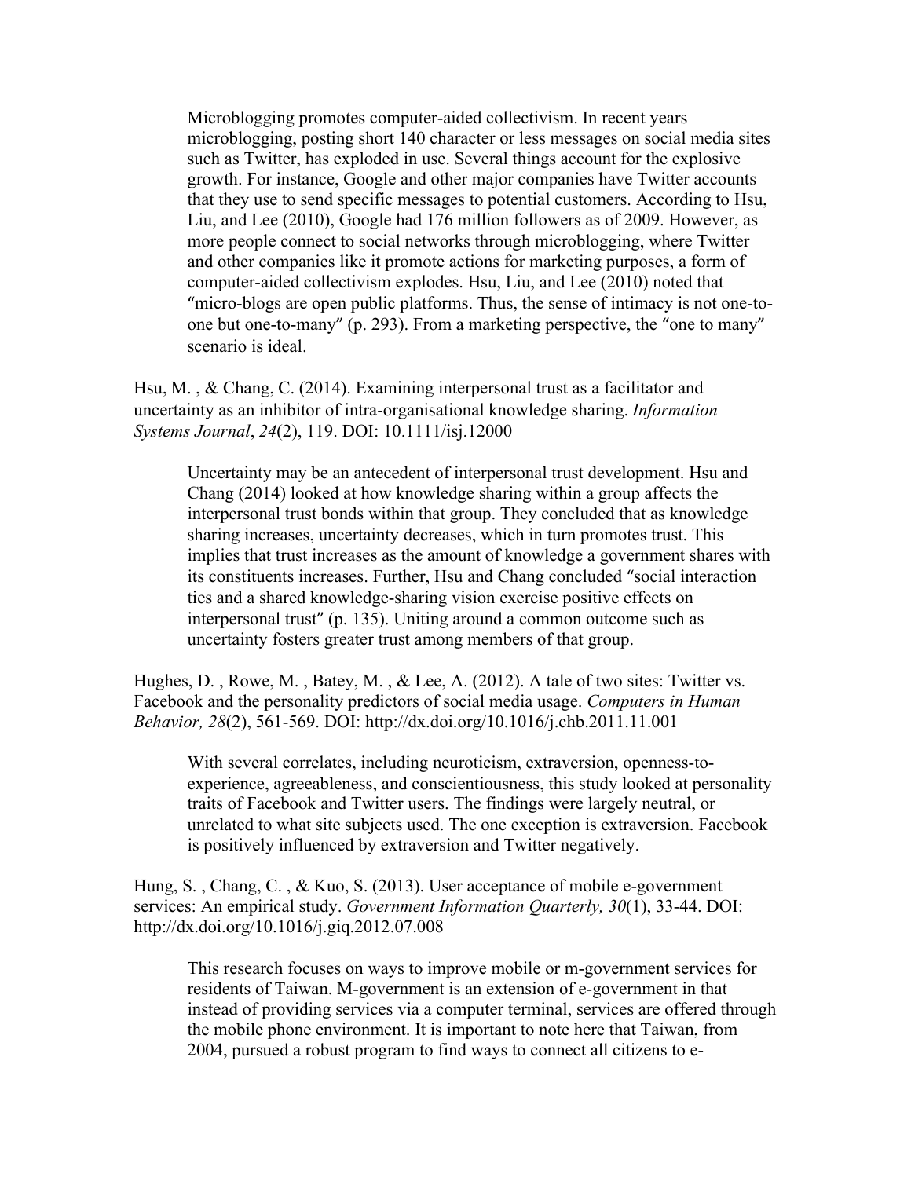Microblogging promotes computer-aided collectivism. In recent years microblogging, posting short 140 character or less messages on social media sites such as Twitter, has exploded in use. Several things account for the explosive growth. For instance, Google and other major companies have Twitter accounts that they use to send specific messages to potential customers. According to Hsu, Liu, and Lee (2010), Google had 176 million followers as of 2009. However, as more people connect to social networks through microblogging, where Twitter and other companies like it promote actions for marketing purposes, a form of computer-aided collectivism explodes. Hsu, Liu, and Lee (2010) noted that "micro-blogs are open public platforms. Thus, the sense of intimacy is not one-to-one but one-to-many" (p. 293). From a marketing perspective, the "one to many" scenario is ideal.

Hsu, M. , & Chang, C. (2014). Examining interpersonal trust as a facilitator and uncertainty as an inhibitor of intra-organisational knowledge sharing. *Information Systems Journal*, *24*(2), 119. DOI: 10.1111/isj.12000

Uncertainty may be an antecedent of interpersonal trust development. Hsu and Chang (2014) looked at how knowledge sharing within a group affects the interpersonal trust bonds within that group. They concluded that as knowledge sharing increases, uncertainty decreases, which in turn promotes trust. This implies that trust increases as the amount of knowledge a government shares with its constituents increases. Further, Hsu and Chang concluded "social interaction ties and a shared knowledge-sharing vision exercise positive effects on interpersonal trust" (p. 135). Uniting around a common outcome such as uncertainty fosters greater trust among members of that group.

Hughes, D. , Rowe, M. , Batey, M. , & Lee, A. (2012). A tale of two sites: Twitter vs. Facebook and the personality predictors of social media usage. *Computers in Human Behavior, 28*(2), 561-569. DOI: http://dx.doi.org/10.1016/j.chb.2011.11.001

With several correlates, including neuroticism, extraversion, openness-to-experience, agreeableness, and conscientiousness, this study looked at personality traits of Facebook and Twitter users. The findings were largely neutral, or unrelated to what site subjects used. The one exception is extraversion. Facebook is positively influenced by extraversion and Twitter negatively.

Hung, S. , Chang, C. , & Kuo, S. (2013). User acceptance of mobile e-government services: An empirical study. *Government Information Quarterly, 30*(1), 33-44. DOI: http://dx.doi.org/10.1016/j.giq.2012.07.008

This research focuses on ways to improve mobile or m-government services for residents of Taiwan. M-government is an extension of e-government in that instead of providing services via a computer terminal, services are offered through the mobile phone environment. It is important to note here that Taiwan, from 2004, pursued a robust program to find ways to connect all citizens to e-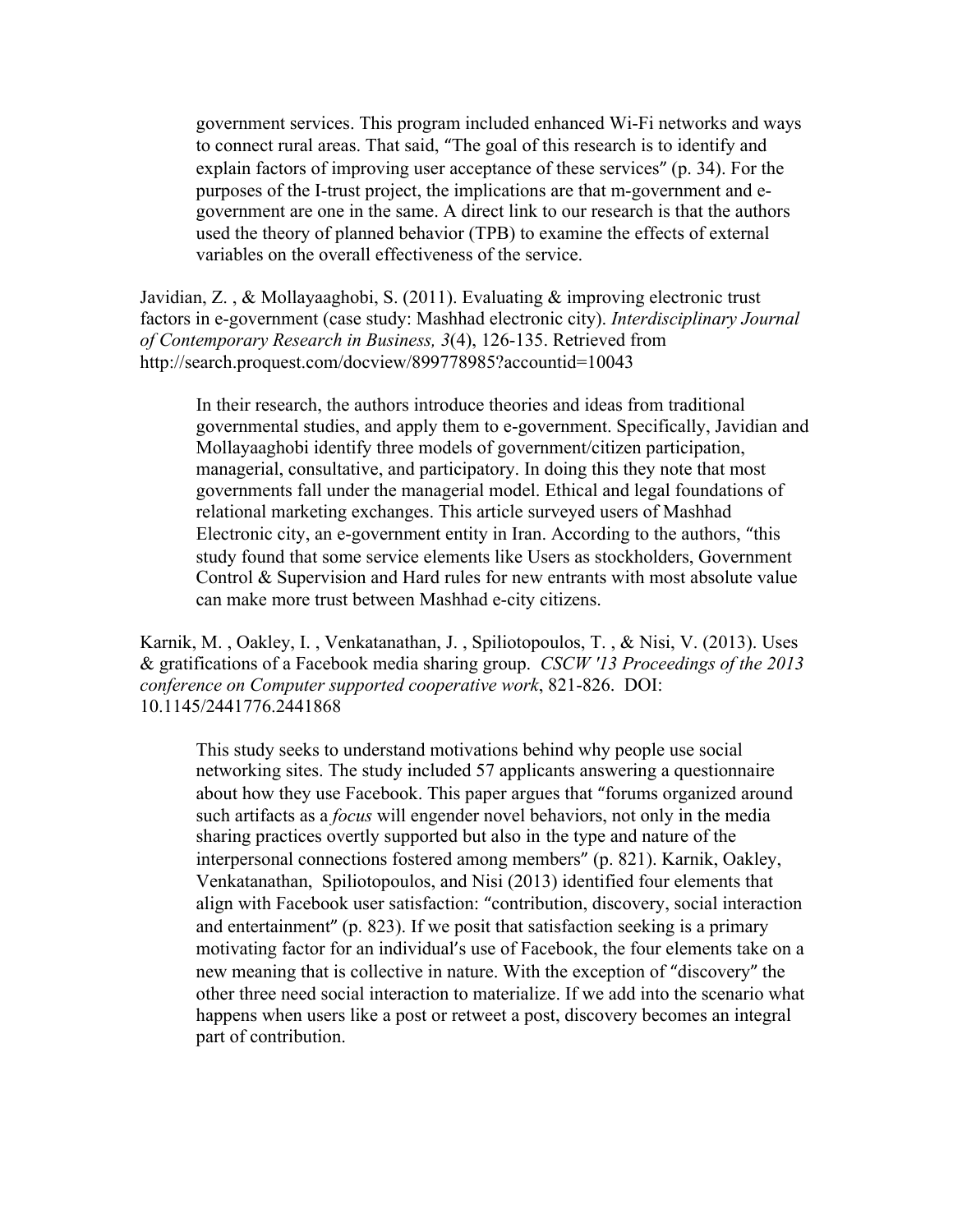government services. This program included enhanced Wi-Fi networks and ways to connect rural areas. That said, "The goal of this research is to identify and explain factors of improving user acceptance of these services" (p. 34). For the purposes of the I-trust project, the implications are that m-government and e-government are one in the same. A direct link to our research is that the authors used the theory of planned behavior (TPB) to examine the effects of external variables on the overall effectiveness of the service.

Javidian, Z. , & Mollayaaghobi, S. (2011). Evaluating & improving electronic trust factors in e-government (case study: Mashhad electronic city). *Interdisciplinary Journal of Contemporary Research in Business, 3*(4), 126-135. Retrieved from http://search.proquest.com/docview/899778985?accountid=10043

> In their research, the authors introduce theories and ideas from traditional governmental studies, and apply them to e-government. Specifically, Javidian and Mollayaaghobi identify three models of government/citizen participation, managerial, consultative, and participatory. In doing this they note that most governments fall under the managerial model. Ethical and legal foundations of relational marketing exchanges. This article surveyed users of Mashhad Electronic city, an e-government entity in Iran. According to the authors, "this study found that some service elements like Users as stockholders, Government Control & Supervision and Hard rules for new entrants with most absolute value can make more trust between Mashhad e-city citizens.

Karnik, M. , Oakley, I. , Venkatanathan, J. , Spiliotopoulos, T. , & Nisi, V. (2013). Uses & gratifications of a Facebook media sharing group. *CSCW '13 Proceedings of the 2013 conference on Computer supported cooperative work*, 821-826. DOI: 10.1145/2441776.2441868

> This study seeks to understand motivations behind why people use social networking sites. The study included 57 applicants answering a questionnaire about how they use Facebook. This paper argues that "forums organized around such artifacts as a *focus* will engender novel behaviors, not only in the media sharing practices overtly supported but also in the type and nature of the interpersonal connections fostered among members" (p. 821). Karnik, Oakley, Venkatanathan, Spiliotopoulos, and Nisi (2013) identified four elements that align with Facebook user satisfaction: "contribution, discovery, social interaction and entertainment" (p. 823). If we posit that satisfaction seeking is a primary motivating factor for an individual's use of Facebook, the four elements take on a new meaning that is collective in nature. With the exception of "discovery" the other three need social interaction to materialize. If we add into the scenario what happens when users like a post or retweet a post, discovery becomes an integral part of contribution.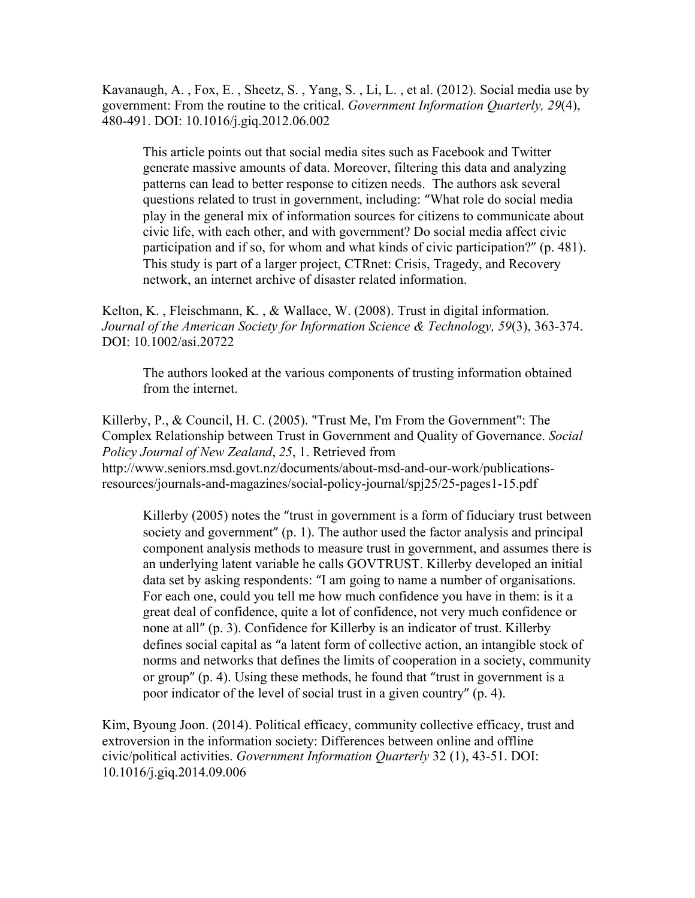Kavanaugh, A. , Fox, E. , Sheetz, S. , Yang, S. , Li, L. , et al. (2012). Social media use by government: From the routine to the critical. *Government Information Quarterly, 29*(4), 480-491. DOI: 10.1016/j.giq.2012.06.002

> This article points out that social media sites such as Facebook and Twitter generate massive amounts of data. Moreover, filtering this data and analyzing patterns can lead to better response to citizen needs. The authors ask several questions related to trust in government, including: "What role do social media play in the general mix of information sources for citizens to communicate about civic life, with each other, and with government? Do social media affect civic participation and if so, for whom and what kinds of civic participation?" (p. 481). This study is part of a larger project, CTRnet: Crisis, Tragedy, and Recovery network, an internet archive of disaster related information.

Kelton, K. , Fleischmann, K. , & Wallace, W. (2008). Trust in digital information. *Journal of the American Society for Information Science & Technology, 59*(3), 363-374. DOI: 10.1002/asi.20722

> The authors looked at the various components of trusting information obtained from the internet.

Killerby, P., & Council, H. C. (2005). "Trust Me, I'm From the Government": The Complex Relationship between Trust in Government and Quality of Governance. *Social Policy Journal of New Zealand*, *25*, 1. Retrieved from http://www.seniors.msd.govt.nz/documents/about-msd-and-our-work/publications-resources/journals-and-magazines/social-policy-journal/spj25/25-pages1-15.pdf

> Killerby (2005) notes the "trust in government is a form of fiduciary trust between society and government" (p. 1). The author used the factor analysis and principal component analysis methods to measure trust in government, and assumes there is an underlying latent variable he calls GOVTRUST. Killerby developed an initial data set by asking respondents: "I am going to name a number of organisations. For each one, could you tell me how much confidence you have in them: is it a great deal of confidence, quite a lot of confidence, not very much confidence or none at all" (p. 3). Confidence for Killerby is an indicator of trust. Killerby defines social capital as "a latent form of collective action, an intangible stock of norms and networks that defines the limits of cooperation in a society, community or group" (p. 4). Using these methods, he found that "trust in government is a poor indicator of the level of social trust in a given country" (p. 4).

Kim, Byoung Joon. (2014). Political efficacy, community collective efficacy, trust and extroversion in the information society: Differences between online and offline civic/political activities. *Government Information Quarterly* 32 (1), 43-51. DOI: 10.1016/j.giq.2014.09.006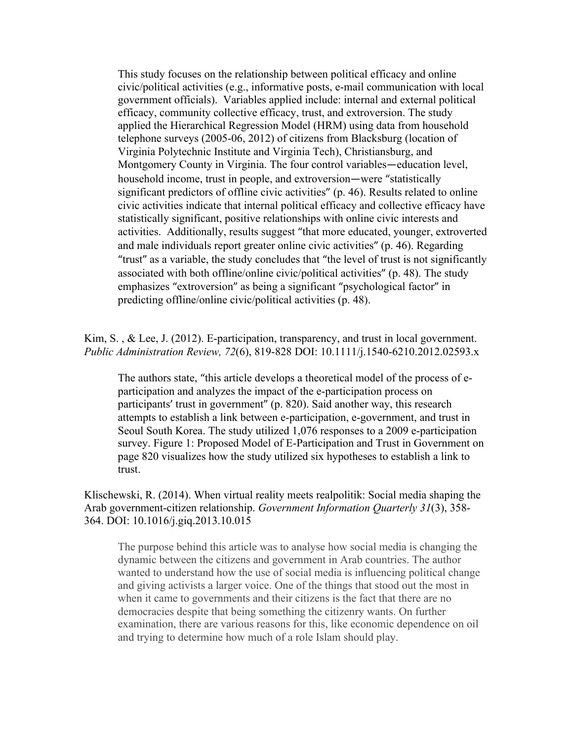This study focuses on the relationship between political efficacy and online civic/political activities (e.g., informative posts, e-mail communication with local government officials). Variables applied include: internal and external political efficacy, community collective efficacy, trust, and extroversion. The study applied the Hierarchical Regression Model (HRM) using data from household telephone surveys (2005-06, 2012) of citizens from Blacksburg (location of Virginia Polytechnic Institute and Virginia Tech), Christiansburg, and Montgomery County in Virginia. The four control variables—education level, household income, trust in people, and extroversion—were "statistically significant predictors of offline civic activities" (p. 46). Results related to online civic activities indicate that internal political efficacy and collective efficacy have statistically significant, positive relationships with online civic interests and activities. Additionally, results suggest "that more educated, younger, extroverted and male individuals report greater online civic activities" (p. 46). Regarding "trust" as a variable, the study concludes that "the level of trust is not significantly associated with both offline/online civic/political activities" (p. 48). The study emphasizes "extroversion" as being a significant "psychological factor" in predicting offline/online civic/political activities (p. 48).

Kim, S. , & Lee, J. (2012). E-participation, transparency, and trust in local government. *Public Administration Review, 72*(6), 819-828 DOI: 10.1111/j.1540-6210.2012.02593.x

The authors state, "this article develops a theoretical model of the process of e-participation and analyzes the impact of the e-participation process on participants' trust in government" (p. 820). Said another way, this research attempts to establish a link between e-participation, e-government, and trust in Seoul South Korea. The study utilized 1,076 responses to a 2009 e-participation survey. Figure 1: Proposed Model of E-Participation and Trust in Government on page 820 visualizes how the study utilized six hypotheses to establish a link to trust.

Klischewski, R. (2014). When virtual reality meets realpolitik: Social media shaping the Arab government-citizen relationship. *Government Information Quarterly 31*(3), 358-364. DOI: 10.1016/j.giq.2013.10.015

The purpose behind this article was to analyse how social media is changing the dynamic between the citizens and government in Arab countries. The author wanted to understand how the use of social media is influencing political change and giving activists a larger voice. One of the things that stood out the most in when it came to governments and their citizens is the fact that there are no democracies despite that being something the citizenry wants. On further examination, there are various reasons for this, like economic dependence on oil and trying to determine how much of a role Islam should play.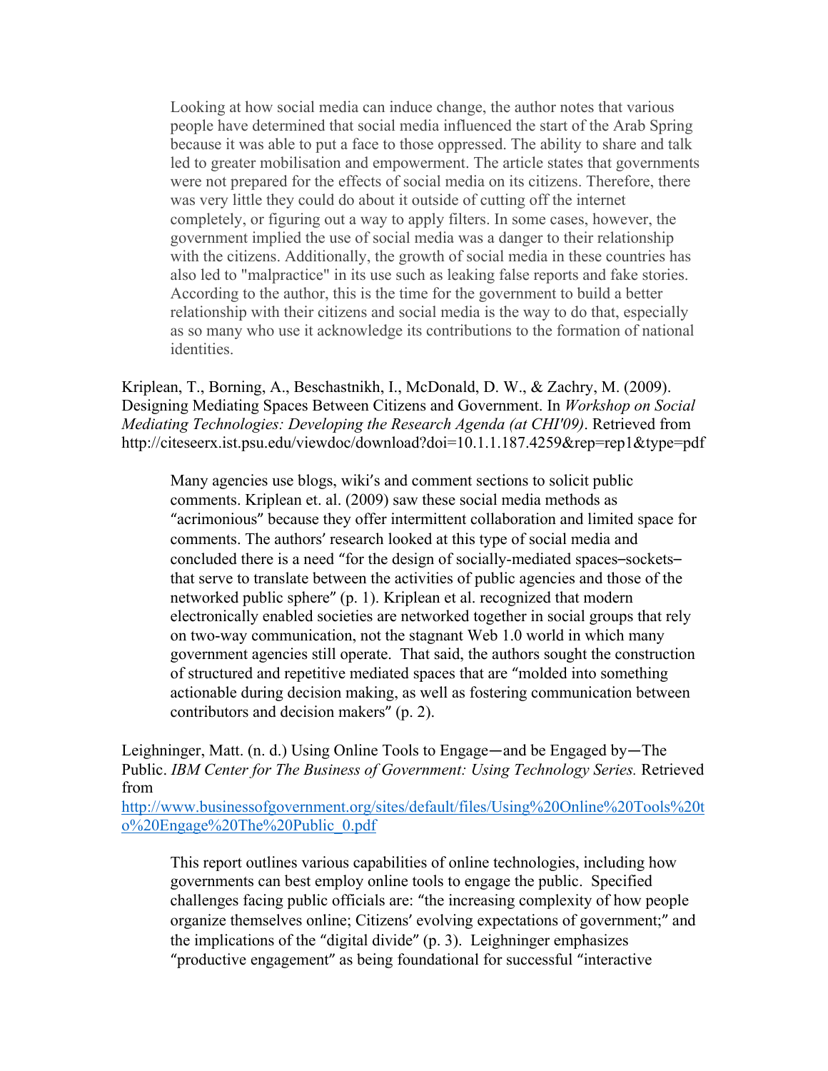Looking at how social media can induce change, the author notes that various people have determined that social media influenced the start of the Arab Spring because it was able to put a face to those oppressed. The ability to share and talk led to greater mobilisation and empowerment. The article states that governments were not prepared for the effects of social media on its citizens. Therefore, there was very little they could do about it outside of cutting off the internet completely, or figuring out a way to apply filters. In some cases, however, the government implied the use of social media was a danger to their relationship with the citizens. Additionally, the growth of social media in these countries has also led to "malpractice" in its use such as leaking false reports and fake stories. According to the author, this is the time for the government to build a better relationship with their citizens and social media is the way to do that, especially as so many who use it acknowledge its contributions to the formation of national identities.

Kriplean, T., Borning, A., Beschastnikh, I., McDonald, D. W., & Zachry, M. (2009). Designing Mediating Spaces Between Citizens and Government. In *Workshop on Social Mediating Technologies: Developing the Research Agenda (at CHI'09)*. Retrieved from http://citeseerx.ist.psu.edu/viewdoc/download?doi=10.1.1.187.4259&rep=rep1&type=pdf

Many agencies use blogs, wiki's and comment sections to solicit public comments. Kriplean et. al. (2009) saw these social media methods as "acrimonious" because they offer intermittent collaboration and limited space for comments. The authors' research looked at this type of social media and concluded there is a need "for the design of socially-mediated spaces–sockets–that serve to translate between the activities of public agencies and those of the networked public sphere" (p. 1). Kriplean et al. recognized that modern electronically enabled societies are networked together in social groups that rely on two-way communication, not the stagnant Web 1.0 world in which many government agencies still operate. That said, the authors sought the construction of structured and repetitive mediated spaces that are "molded into something actionable during decision making, as well as fostering communication between contributors and decision makers" (p. 2).

Leighninger, Matt. (n. d.) Using Online Tools to Engage—and be Engaged by—The Public. *IBM Center for The Business of Government: Using Technology Series.* Retrieved from
http://www.businessofgovernment.org/sites/default/files/Using%20Online%20Tools%20to%20Engage%20The%20Public_0.pdf

This report outlines various capabilities of online technologies, including how governments can best employ online tools to engage the public. Specified challenges facing public officials are: "the increasing complexity of how people organize themselves online; Citizens' evolving expectations of government;" and the implications of the "digital divide" (p. 3). Leighninger emphasizes "productive engagement" as being foundational for successful "interactive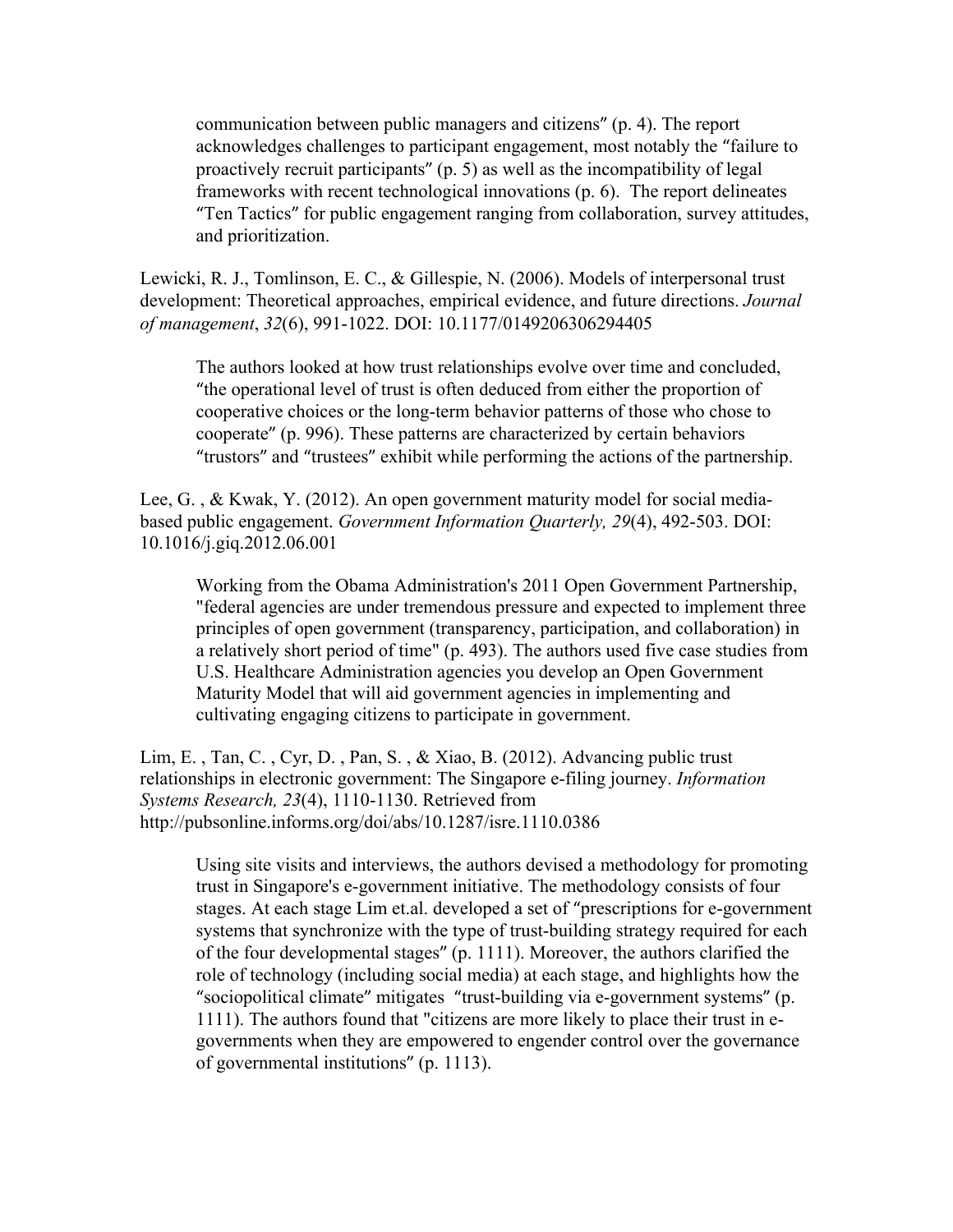communication between public managers and citizens" (p. 4). The report acknowledges challenges to participant engagement, most notably the "failure to proactively recruit participants" (p. 5) as well as the incompatibility of legal frameworks with recent technological innovations (p. 6). The report delineates "Ten Tactics" for public engagement ranging from collaboration, survey attitudes, and prioritization.

Lewicki, R. J., Tomlinson, E. C., & Gillespie, N. (2006). Models of interpersonal trust development: Theoretical approaches, empirical evidence, and future directions. *Journal of management*, *32*(6), 991-1022. DOI: 10.1177/0149206306294405

> The authors looked at how trust relationships evolve over time and concluded, "the operational level of trust is often deduced from either the proportion of cooperative choices or the long-term behavior patterns of those who chose to cooperate" (p. 996). These patterns are characterized by certain behaviors "trustors" and "trustees" exhibit while performing the actions of the partnership.

Lee, G. , & Kwak, Y. (2012). An open government maturity model for social media-based public engagement. *Government Information Quarterly, 29*(4), 492-503. DOI: 10.1016/j.giq.2012.06.001

> Working from the Obama Administration's 2011 Open Government Partnership, "federal agencies are under tremendous pressure and expected to implement three principles of open government (transparency, participation, and collaboration) in a relatively short period of time" (p. 493). The authors used five case studies from U.S. Healthcare Administration agencies you develop an Open Government Maturity Model that will aid government agencies in implementing and cultivating engaging citizens to participate in government.

Lim, E. , Tan, C. , Cyr, D. , Pan, S. , & Xiao, B. (2012). Advancing public trust relationships in electronic government: The Singapore e-filing journey. *Information Systems Research, 23*(4), 1110-1130. Retrieved from http://pubsonline.informs.org/doi/abs/10.1287/isre.1110.0386

> Using site visits and interviews, the authors devised a methodology for promoting trust in Singapore's e-government initiative. The methodology consists of four stages. At each stage Lim et.al. developed a set of "prescriptions for e-government systems that synchronize with the type of trust-building strategy required for each of the four developmental stages" (p. 1111). Moreover, the authors clarified the role of technology (including social media) at each stage, and highlights how the "sociopolitical climate" mitigates "trust-building via e-government systems" (p. 1111). The authors found that "citizens are more likely to place their trust in e-governments when they are empowered to engender control over the governance of governmental institutions" (p. 1113).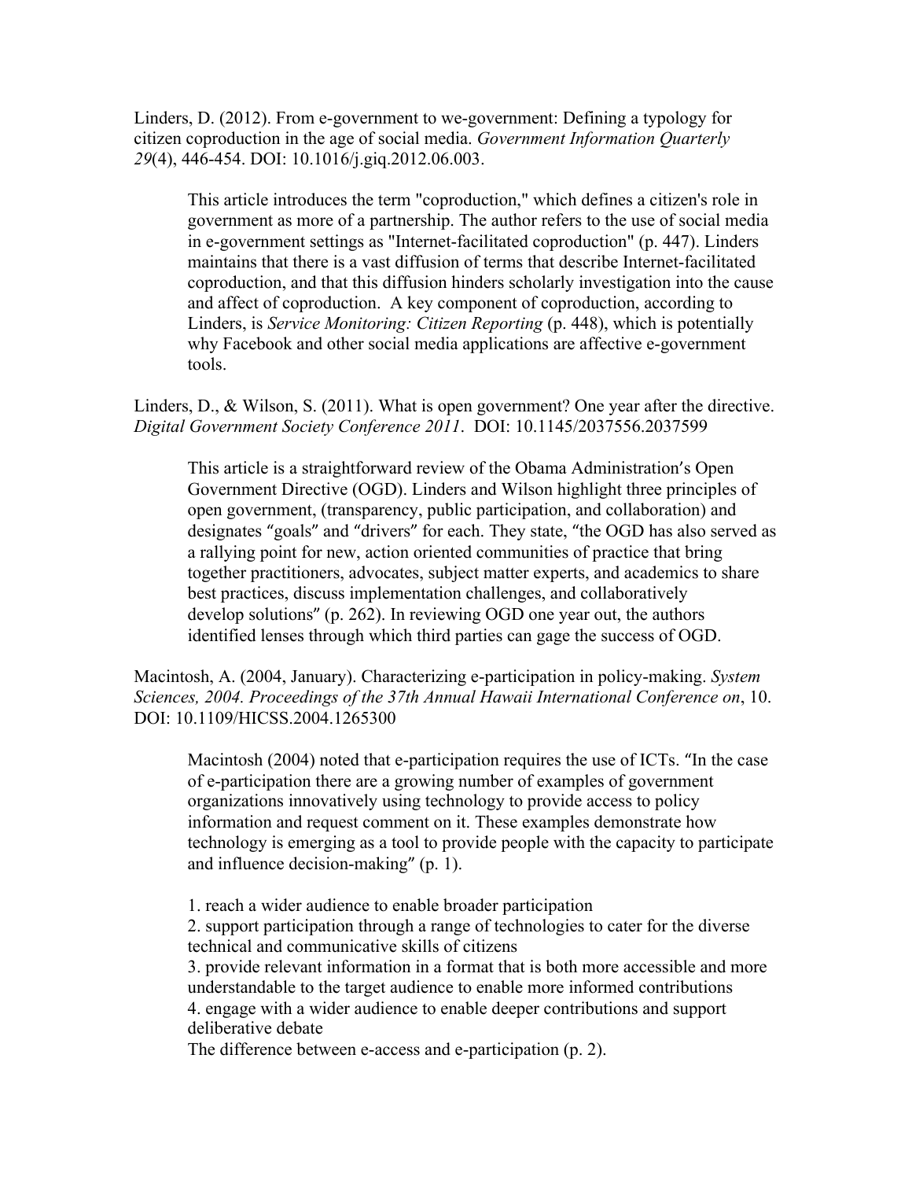Linders, D. (2012). From e-government to we-government: Defining a typology for citizen coproduction in the age of social media. *Government Information Quarterly 29*(4), 446-454. DOI: 10.1016/j.giq.2012.06.003.

> This article introduces the term "coproduction," which defines a citizen's role in government as more of a partnership. The author refers to the use of social media in e-government settings as "Internet-facilitated coproduction" (p. 447). Linders maintains that there is a vast diffusion of terms that describe Internet-facilitated coproduction, and that this diffusion hinders scholarly investigation into the cause and affect of coproduction. A key component of coproduction, according to Linders, is *Service Monitoring: Citizen Reporting* (p. 448), which is potentially why Facebook and other social media applications are affective e-government tools.

Linders, D., & Wilson, S. (2011). What is open government? One year after the directive. *Digital Government Society Conference 2011*. DOI: 10.1145/2037556.2037599

> This article is a straightforward review of the Obama Administration's Open Government Directive (OGD). Linders and Wilson highlight three principles of open government, (transparency, public participation, and collaboration) and designates "goals" and "drivers" for each. They state, "the OGD has also served as a rallying point for new, action oriented communities of practice that bring together practitioners, advocates, subject matter experts, and academics to share best practices, discuss implementation challenges, and collaboratively develop solutions" (p. 262). In reviewing OGD one year out, the authors identified lenses through which third parties can gage the success of OGD.

Macintosh, A. (2004, January). Characterizing e-participation in policy-making. *System Sciences, 2004. Proceedings of the 37th Annual Hawaii International Conference on*, 10. DOI: 10.1109/HICSS.2004.1265300

> Macintosh (2004) noted that e-participation requires the use of ICTs. "In the case of e-participation there are a growing number of examples of government organizations innovatively using technology to provide access to policy information and request comment on it. These examples demonstrate how technology is emerging as a tool to provide people with the capacity to participate and influence decision-making" (p. 1).
>
> 1. reach a wider audience to enable broader participation
> 2. support participation through a range of technologies to cater for the diverse technical and communicative skills of citizens
> 3. provide relevant information in a format that is both more accessible and more understandable to the target audience to enable more informed contributions
> 4. engage with a wider audience to enable deeper contributions and support deliberative debate
>
> The difference between e-access and e-participation (p. 2).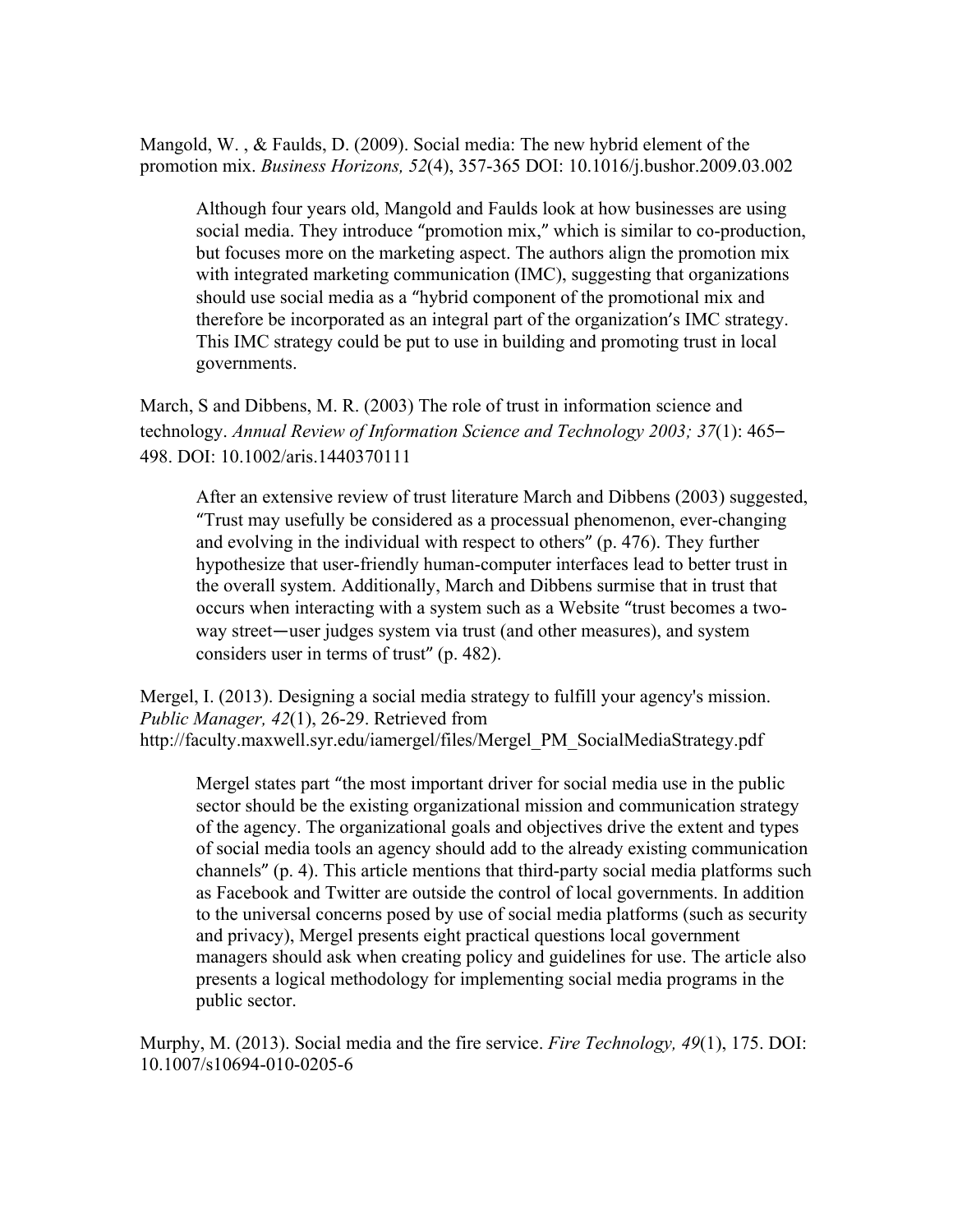Mangold, W. , & Faulds, D. (2009). Social media: The new hybrid element of the promotion mix. *Business Horizons, 52*(4), 357-365 DOI: 10.1016/j.bushor.2009.03.002

> Although four years old, Mangold and Faulds look at how businesses are using social media. They introduce "promotion mix," which is similar to co-production, but focuses more on the marketing aspect. The authors align the promotion mix with integrated marketing communication (IMC), suggesting that organizations should use social media as a "hybrid component of the promotional mix and therefore be incorporated as an integral part of the organization's IMC strategy. This IMC strategy could be put to use in building and promoting trust in local governments.

March, S and Dibbens, M. R. (2003) The role of trust in information science and technology. *Annual Review of Information Science and Technology 2003; 37*(1): 465–498. DOI: 10.1002/aris.1440370111

> After an extensive review of trust literature March and Dibbens (2003) suggested, "Trust may usefully be considered as a processual phenomenon, ever-changing and evolving in the individual with respect to others" (p. 476). They further hypothesize that user-friendly human-computer interfaces lead to better trust in the overall system. Additionally, March and Dibbens surmise that in trust that occurs when interacting with a system such as a Website "trust becomes a two-way street—user judges system via trust (and other measures), and system considers user in terms of trust" (p. 482).

Mergel, I. (2013). Designing a social media strategy to fulfill your agency's mission. *Public Manager, 42*(1), 26-29. Retrieved from http://faculty.maxwell.syr.edu/iamergel/files/Mergel_PM_SocialMediaStrategy.pdf

> Mergel states part "the most important driver for social media use in the public sector should be the existing organizational mission and communication strategy of the agency. The organizational goals and objectives drive the extent and types of social media tools an agency should add to the already existing communication channels" (p. 4). This article mentions that third-party social media platforms such as Facebook and Twitter are outside the control of local governments. In addition to the universal concerns posed by use of social media platforms (such as security and privacy), Mergel presents eight practical questions local government managers should ask when creating policy and guidelines for use. The article also presents a logical methodology for implementing social media programs in the public sector.

Murphy, M. (2013). Social media and the fire service. *Fire Technology, 49*(1), 175. DOI: 10.1007/s10694-010-0205-6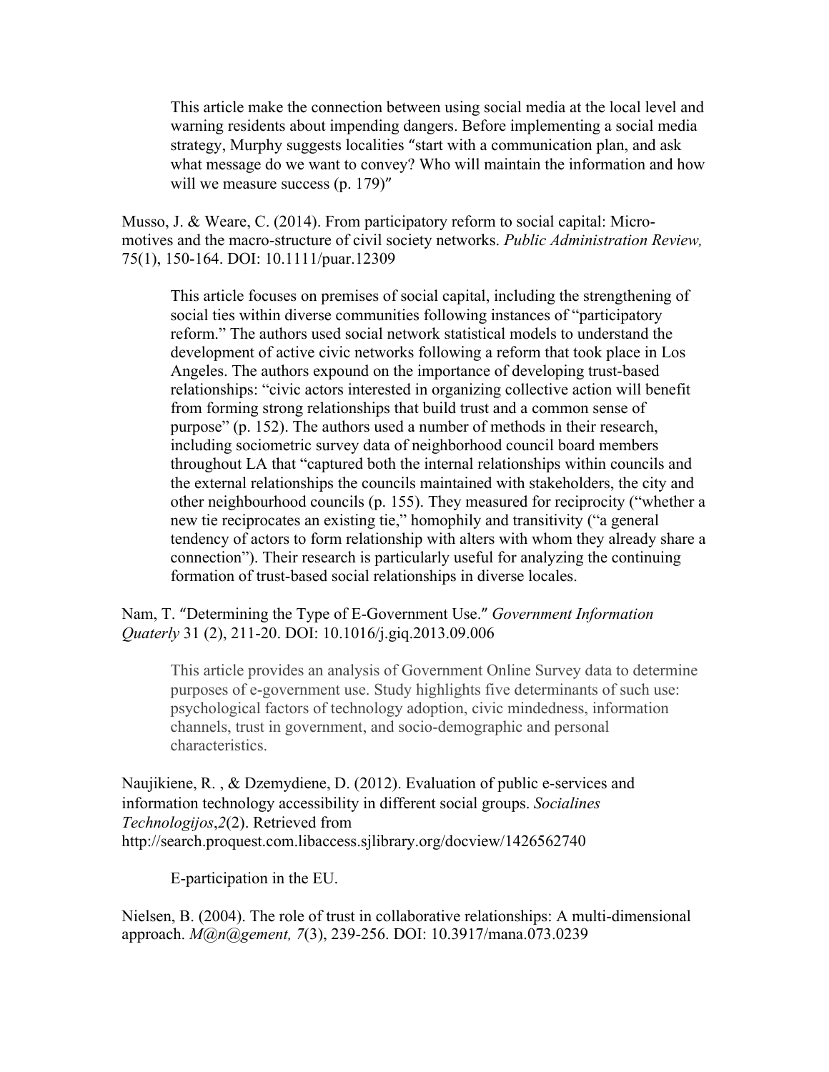This article make the connection between using social media at the local level and warning residents about impending dangers. Before implementing a social media strategy, Murphy suggests localities "start with a communication plan, and ask what message do we want to convey? Who will maintain the information and how will we measure success (p. 179)"

Musso, J. & Weare, C. (2014). From participatory reform to social capital: Micro-motives and the macro-structure of civil society networks. *Public Administration Review,* 75(1), 150-164. DOI: 10.1111/puar.12309

This article focuses on premises of social capital, including the strengthening of social ties within diverse communities following instances of "participatory reform." The authors used social network statistical models to understand the development of active civic networks following a reform that took place in Los Angeles. The authors expound on the importance of developing trust-based relationships: "civic actors interested in organizing collective action will benefit from forming strong relationships that build trust and a common sense of purpose" (p. 152). The authors used a number of methods in their research, including sociometric survey data of neighborhood council board members throughout LA that "captured both the internal relationships within councils and the external relationships the councils maintained with stakeholders, the city and other neighbourhood councils (p. 155). They measured for reciprocity ("whether a new tie reciprocates an existing tie," homophily and transitivity ("a general tendency of actors to form relationship with alters with whom they already share a connection"). Their research is particularly useful for analyzing the continuing formation of trust-based social relationships in diverse locales.

Nam, T. "Determining the Type of E-Government Use." *Government Information Quaterly* 31 (2), 211-20. DOI: 10.1016/j.giq.2013.09.006

This article provides an analysis of Government Online Survey data to determine purposes of e-government use. Study highlights five determinants of such use: psychological factors of technology adoption, civic mindedness, information channels, trust in government, and socio-demographic and personal characteristics.

Naujikiene, R. , & Dzemydiene, D. (2012). Evaluation of public e-services and information technology accessibility in different social groups. *Socialines Technologijos*,*2*(2). Retrieved from http://search.proquest.com.libaccess.sjlibrary.org/docview/1426562740

E-participation in the EU.

Nielsen, B. (2004). The role of trust in collaborative relationships: A multi-dimensional approach. *M@n@gement, 7*(3), 239-256. DOI: 10.3917/mana.073.0239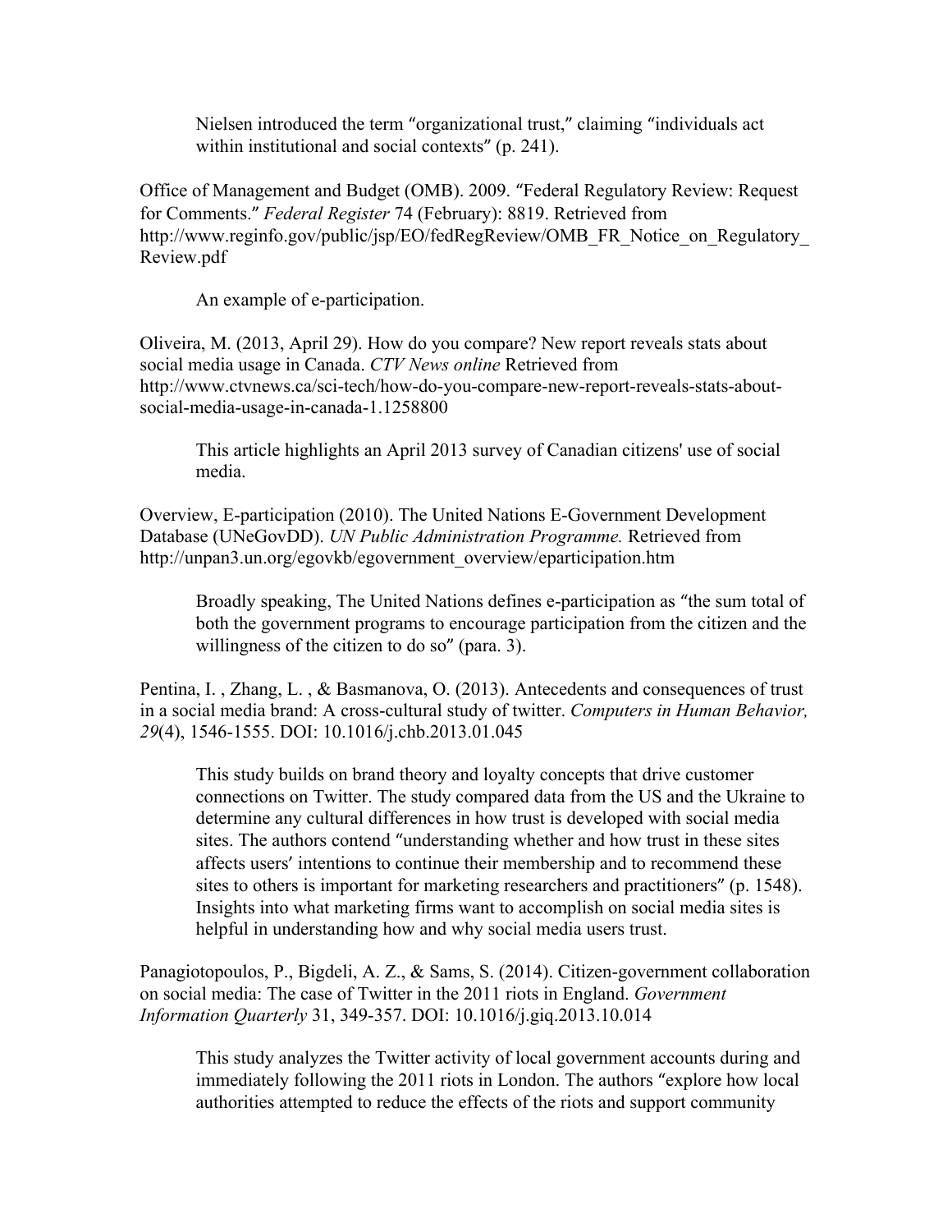Nielsen introduced the term “organizational trust,” claiming “individuals act within institutional and social contexts” (p. 241).

Office of Management and Budget (OMB). 2009. “Federal Regulatory Review: Request for Comments.” *Federal Register* 74 (February): 8819. Retrieved from http://www.reginfo.gov/public/jsp/EO/fedRegReview/OMB_FR_Notice_on_Regulatory_Review.pdf

An example of e-participation.

Oliveira, M. (2013, April 29). How do you compare? New report reveals stats about social media usage in Canada. *CTV News online* Retrieved from http://www.ctvnews.ca/sci-tech/how-do-you-compare-new-report-reveals-stats-about-social-media-usage-in-canada-1.1258800

This article highlights an April 2013 survey of Canadian citizens' use of social media.

Overview, E-participation (2010). The United Nations E-Government Development Database (UNeGovDD). *UN Public Administration Programme.* Retrieved from http://unpan3.un.org/egovkb/egovernment_overview/eparticipation.htm

Broadly speaking, The United Nations defines e-participation as “the sum total of both the government programs to encourage participation from the citizen and the willingness of the citizen to do so” (para. 3).

Pentina, I. , Zhang, L. , & Basmanova, O. (2013). Antecedents and consequences of trust in a social media brand: A cross-cultural study of twitter. *Computers in Human Behavior, 29*(4), 1546-1555. DOI: 10.1016/j.chb.2013.01.045

This study builds on brand theory and loyalty concepts that drive customer connections on Twitter. The study compared data from the US and the Ukraine to determine any cultural differences in how trust is developed with social media sites. The authors contend “understanding whether and how trust in these sites affects users’ intentions to continue their membership and to recommend these sites to others is important for marketing researchers and practitioners” (p. 1548). Insights into what marketing firms want to accomplish on social media sites is helpful in understanding how and why social media users trust.

Panagiotopoulos, P., Bigdeli, A. Z., & Sams, S. (2014). Citizen-government collaboration on social media: The case of Twitter in the 2011 riots in England. *Government Information Quarterly* 31, 349-357. DOI: 10.1016/j.giq.2013.10.014

This study analyzes the Twitter activity of local government accounts during and immediately following the 2011 riots in London. The authors “explore how local authorities attempted to reduce the effects of the riots and support community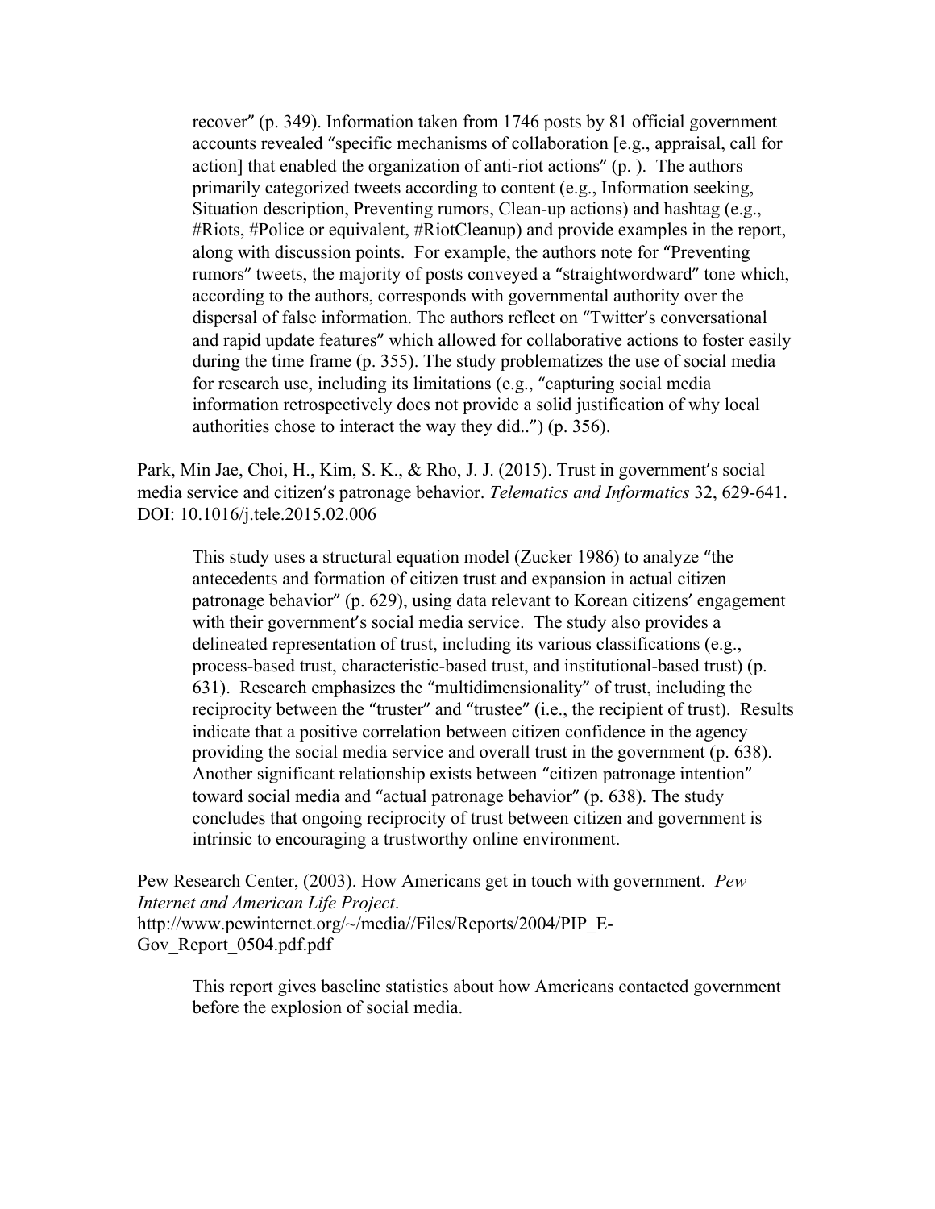recover" (p. 349). Information taken from 1746 posts by 81 official government accounts revealed "specific mechanisms of collaboration [e.g., appraisal, call for action] that enabled the organization of anti-riot actions" (p. ). The authors primarily categorized tweets according to content (e.g., Information seeking, Situation description, Preventing rumors, Clean-up actions) and hashtag (e.g., #Riots, #Police or equivalent, #RiotCleanup) and provide examples in the report, along with discussion points. For example, the authors note for "Preventing rumors" tweets, the majority of posts conveyed a "straightwordward" tone which, according to the authors, corresponds with governmental authority over the dispersal of false information. The authors reflect on "Twitter's conversational and rapid update features" which allowed for collaborative actions to foster easily during the time frame (p. 355). The study problematizes the use of social media for research use, including its limitations (e.g., "capturing social media information retrospectively does not provide a solid justification of why local authorities chose to interact the way they did..") (p. 356).

Park, Min Jae, Choi, H., Kim, S. K., & Rho, J. J. (2015). Trust in government's social media service and citizen's patronage behavior. *Telematics and Informatics* 32, 629-641. DOI: 10.1016/j.tele.2015.02.006

> This study uses a structural equation model (Zucker 1986) to analyze "the antecedents and formation of citizen trust and expansion in actual citizen patronage behavior" (p. 629), using data relevant to Korean citizens' engagement with their government's social media service. The study also provides a delineated representation of trust, including its various classifications (e.g., process-based trust, characteristic-based trust, and institutional-based trust) (p. 631). Research emphasizes the "multidimensionality" of trust, including the reciprocity between the "truster" and "trustee" (i.e., the recipient of trust). Results indicate that a positive correlation between citizen confidence in the agency providing the social media service and overall trust in the government (p. 638). Another significant relationship exists between "citizen patronage intention" toward social media and "actual patronage behavior" (p. 638). The study concludes that ongoing reciprocity of trust between citizen and government is intrinsic to encouraging a trustworthy online environment.

Pew Research Center, (2003). How Americans get in touch with government. *Pew Internet and American Life Project*. http://www.pewinternet.org/~/media//Files/Reports/2004/PIP_E-Gov_Report_0504.pdf.pdf

> This report gives baseline statistics about how Americans contacted government before the explosion of social media.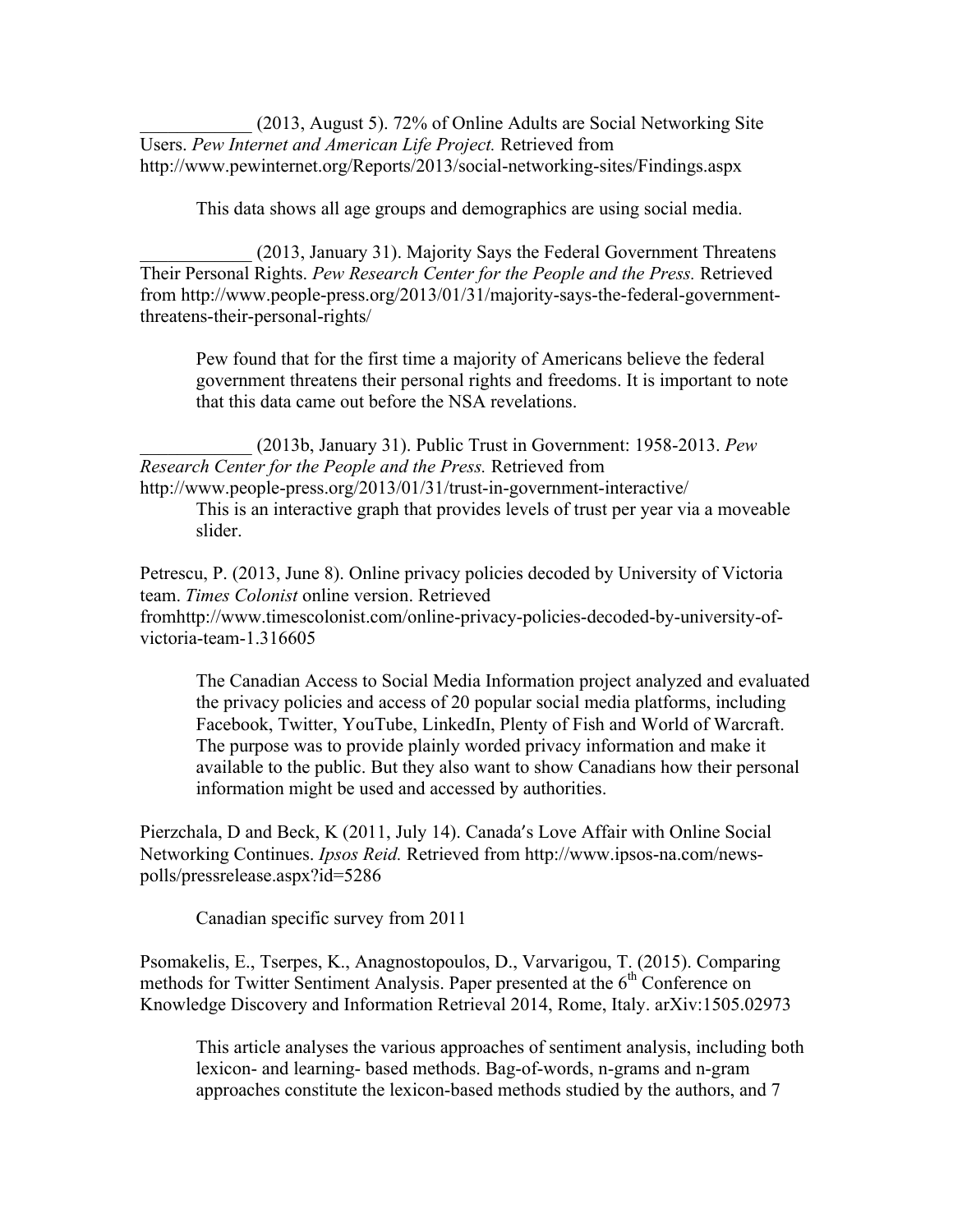____________ (2013, August 5). 72% of Online Adults are Social Networking Site Users. *Pew Internet and American Life Project.* Retrieved from http://www.pewinternet.org/Reports/2013/social-networking-sites/Findings.aspx

> This data shows all age groups and demographics are using social media.

____________ (2013, January 31). Majority Says the Federal Government Threatens Their Personal Rights. *Pew Research Center for the People and the Press.* Retrieved from http://www.people-press.org/2013/01/31/majority-says-the-federal-government-threatens-their-personal-rights/

> Pew found that for the first time a majority of Americans believe the federal government threatens their personal rights and freedoms. It is important to note that this data came out before the NSA revelations.

____________ (2013b, January 31). Public Trust in Government: 1958-2013. *Pew Research Center for the People and the Press.* Retrieved from http://www.people-press.org/2013/01/31/trust-in-government-interactive/

> This is an interactive graph that provides levels of trust per year via a moveable slider.

Petrescu, P. (2013, June 8). Online privacy policies decoded by University of Victoria team. *Times Colonist* online version. Retrieved fromhttp://www.timescolonist.com/online-privacy-policies-decoded-by-university-of-victoria-team-1.316605

> The Canadian Access to Social Media Information project analyzed and evaluated the privacy policies and access of 20 popular social media platforms, including Facebook, Twitter, YouTube, LinkedIn, Plenty of Fish and World of Warcraft. The purpose was to provide plainly worded privacy information and make it available to the public. But they also want to show Canadians how their personal information might be used and accessed by authorities.

Pierzchala, D and Beck, K (2011, July 14). Canada's Love Affair with Online Social Networking Continues. *Ipsos Reid.* Retrieved from http://www.ipsos-na.com/news-polls/pressrelease.aspx?id=5286

> Canadian specific survey from 2011

Psomakelis, E., Tserpes, K., Anagnostopoulos, D., Varvarigou, T. (2015). Comparing methods for Twitter Sentiment Analysis. Paper presented at the 6th Conference on Knowledge Discovery and Information Retrieval 2014, Rome, Italy. arXiv:1505.02973

> This article analyses the various approaches of sentiment analysis, including both lexicon- and learning- based methods. Bag-of-words, n-grams and n-gram approaches constitute the lexicon-based methods studied by the authors, and 7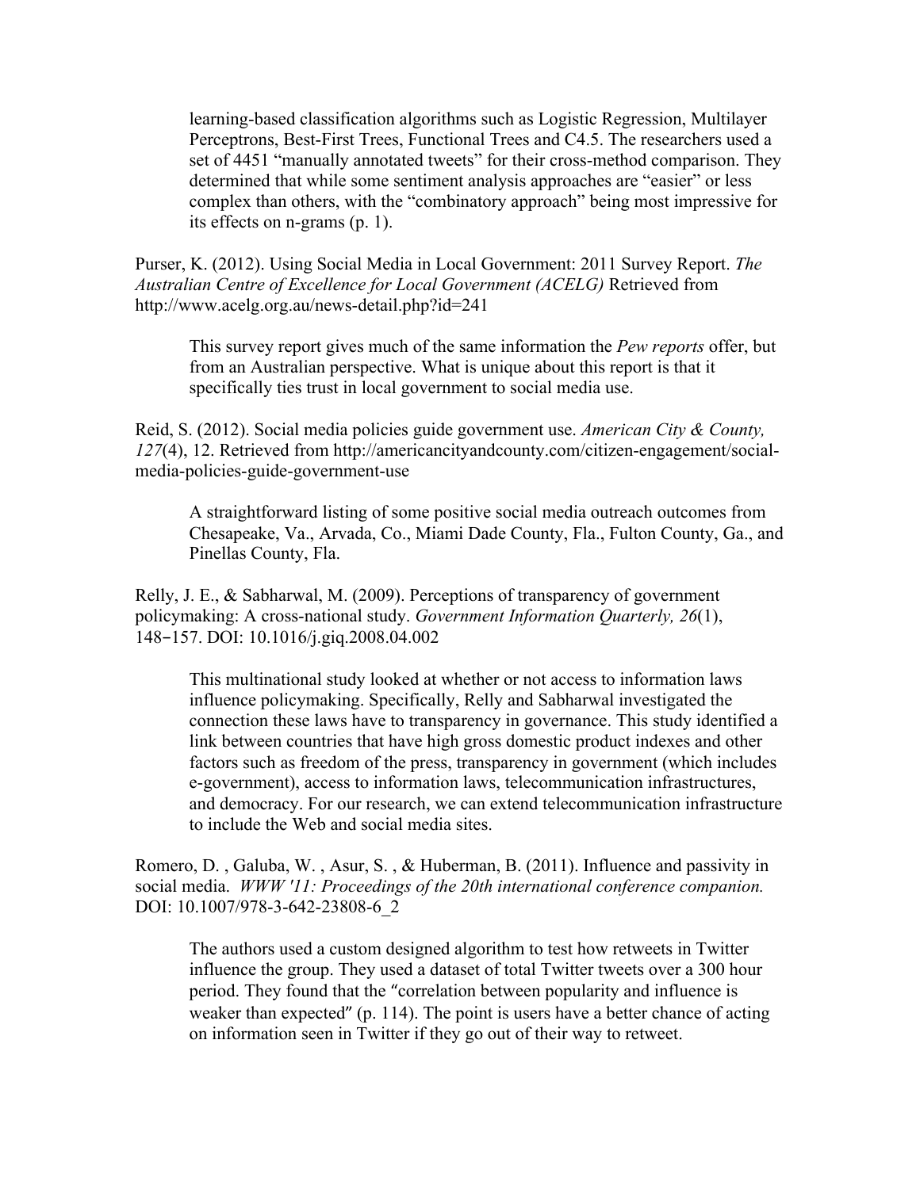learning-based classification algorithms such as Logistic Regression, Multilayer Perceptrons, Best-First Trees, Functional Trees and C4.5. The researchers used a set of 4451 "manually annotated tweets" for their cross-method comparison. They determined that while some sentiment analysis approaches are "easier" or less complex than others, with the "combinatory approach" being most impressive for its effects on n-grams (p. 1).

Purser, K. (2012). Using Social Media in Local Government: 2011 Survey Report. *The Australian Centre of Excellence for Local Government (ACELG)* Retrieved from http://www.acelg.org.au/news-detail.php?id=241

> This survey report gives much of the same information the *Pew reports* offer, but from an Australian perspective. What is unique about this report is that it specifically ties trust in local government to social media use.

Reid, S. (2012). Social media policies guide government use. *American City & County, 127*(4), 12. Retrieved from http://americancityandcounty.com/citizen-engagement/social-media-policies-guide-government-use

> A straightforward listing of some positive social media outreach outcomes from Chesapeake, Va., Arvada, Co., Miami Dade County, Fla., Fulton County, Ga., and Pinellas County, Fla.

Relly, J. E., & Sabharwal, M. (2009). Perceptions of transparency of government policymaking: A cross-national study. *Government Information Quarterly, 26*(1), 148–157. DOI: 10.1016/j.giq.2008.04.002

> This multinational study looked at whether or not access to information laws influence policymaking. Specifically, Relly and Sabharwal investigated the connection these laws have to transparency in governance. This study identified a link between countries that have high gross domestic product indexes and other factors such as freedom of the press, transparency in government (which includes e-government), access to information laws, telecommunication infrastructures, and democracy. For our research, we can extend telecommunication infrastructure to include the Web and social media sites.

Romero, D. , Galuba, W. , Asur, S. , & Huberman, B. (2011). Influence and passivity in social media. *WWW '11: Proceedings of the 20th international conference companion.* DOI: 10.1007/978-3-642-23808-6_2

> The authors used a custom designed algorithm to test how retweets in Twitter influence the group. They used a dataset of total Twitter tweets over a 300 hour period. They found that the "correlation between popularity and influence is weaker than expected" (p. 114). The point is users have a better chance of acting on information seen in Twitter if they go out of their way to retweet.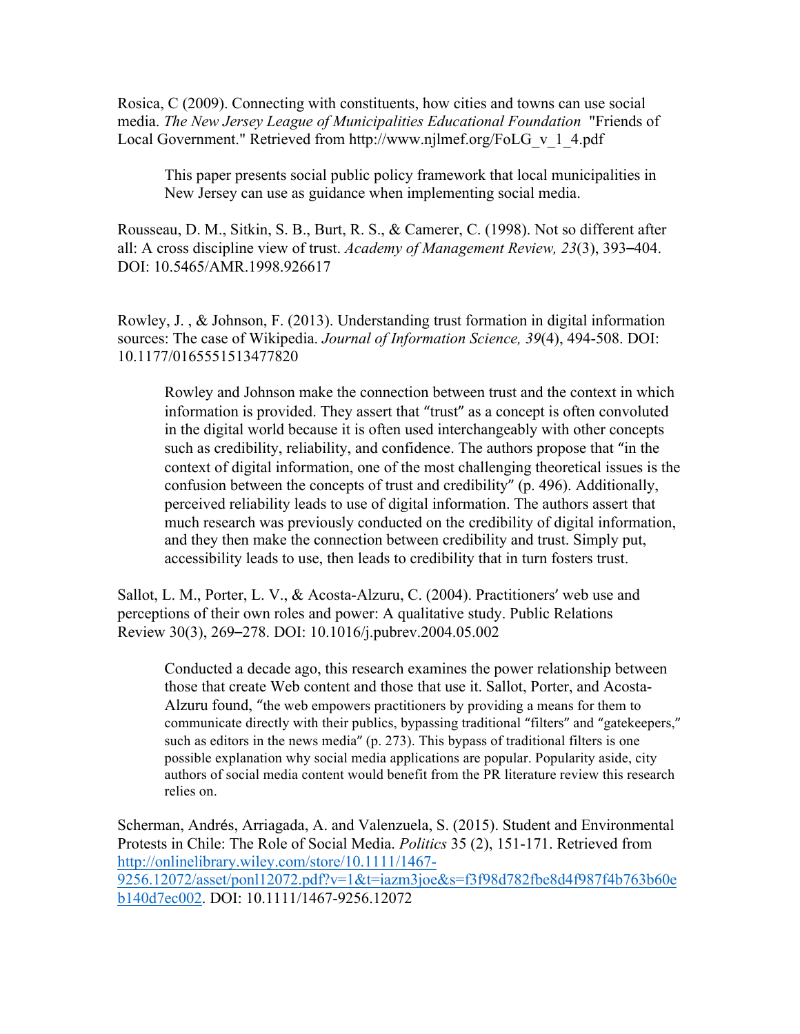Rosica, C (2009). Connecting with constituents, how cities and towns can use social media. *The New Jersey League of Municipalities Educational Foundation* "Friends of Local Government." Retrieved from http://www.njlmef.org/FoLG_v_1_4.pdf

> This paper presents social public policy framework that local municipalities in New Jersey can use as guidance when implementing social media.

Rousseau, D. M., Sitkin, S. B., Burt, R. S., & Camerer, C. (1998). Not so different after all: A cross discipline view of trust. *Academy of Management Review, 23*(3), 393–404. DOI: 10.5465/AMR.1998.926617

Rowley, J. , & Johnson, F. (2013). Understanding trust formation in digital information sources: The case of Wikipedia. *Journal of Information Science, 39*(4), 494-508. DOI: 10.1177/0165551513477820

> Rowley and Johnson make the connection between trust and the context in which information is provided. They assert that "trust" as a concept is often convoluted in the digital world because it is often used interchangeably with other concepts such as credibility, reliability, and confidence. The authors propose that "in the context of digital information, one of the most challenging theoretical issues is the confusion between the concepts of trust and credibility" (p. 496). Additionally, perceived reliability leads to use of digital information. The authors assert that much research was previously conducted on the credibility of digital information, and they then make the connection between credibility and trust. Simply put, accessibility leads to use, then leads to credibility that in turn fosters trust.

Sallot, L. M., Porter, L. V., & Acosta-Alzuru, C. (2004). Practitioners' web use and perceptions of their own roles and power: A qualitative study. Public Relations Review 30(3), 269–278. DOI: 10.1016/j.pubrev.2004.05.002

> Conducted a decade ago, this research examines the power relationship between those that create Web content and those that use it. Sallot, Porter, and Acosta-Alzuru found, "the web empowers practitioners by providing a means for them to communicate directly with their publics, bypassing traditional "filters" and "gatekeepers," such as editors in the news media" (p. 273). This bypass of traditional filters is one possible explanation why social media applications are popular. Popularity aside, city authors of social media content would benefit from the PR literature review this research relies on.

Scherman, Andrés, Arriagada, A. and Valenzuela, S. (2015). Student and Environmental Protests in Chile: The Role of Social Media. *Politics* 35 (2), 151-171. Retrieved from http://onlinelibrary.wiley.com/store/10.1111/1467-9256.12072/asset/ponl12072.pdf?v=1&t=iazm3joe&s=f3f98d782fbe8d4f987f4b763b60eb140d7ec002. DOI: 10.1111/1467-9256.12072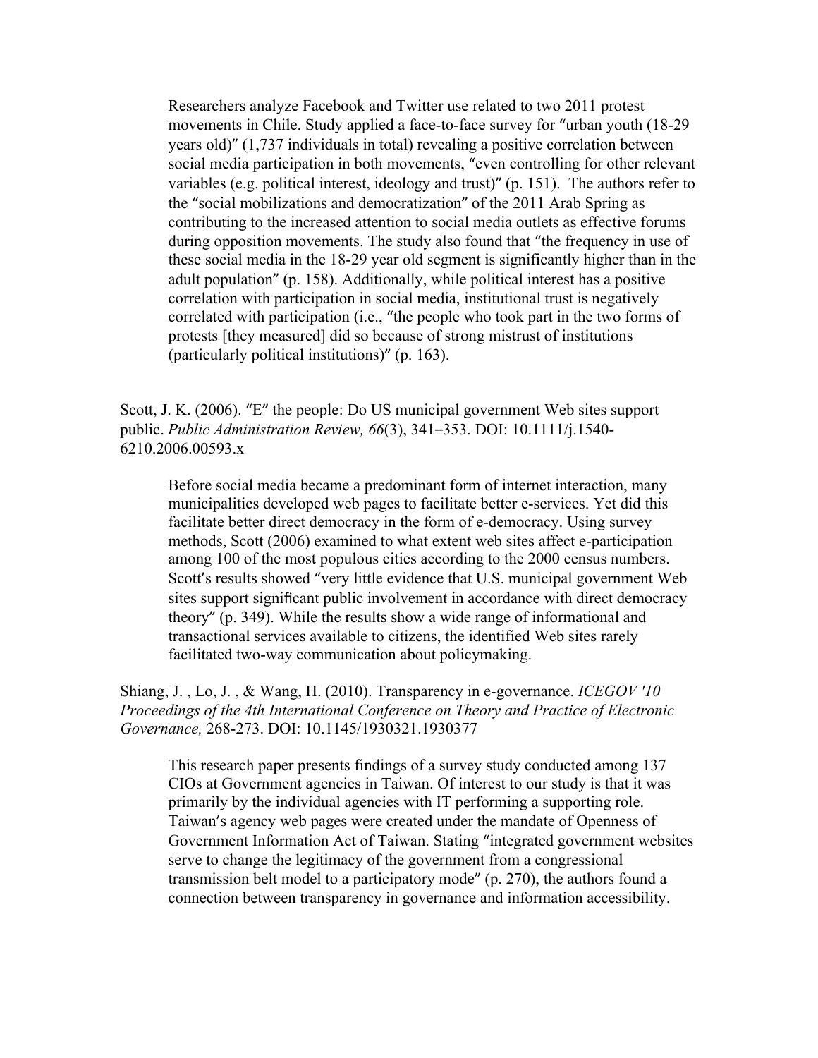Researchers analyze Facebook and Twitter use related to two 2011 protest movements in Chile. Study applied a face-to-face survey for "urban youth (18-29 years old)" (1,737 individuals in total) revealing a positive correlation between social media participation in both movements, "even controlling for other relevant variables (e.g. political interest, ideology and trust)" (p. 151). The authors refer to the "social mobilizations and democratization" of the 2011 Arab Spring as contributing to the increased attention to social media outlets as effective forums during opposition movements. The study also found that "the frequency in use of these social media in the 18-29 year old segment is significantly higher than in the adult population" (p. 158). Additionally, while political interest has a positive correlation with participation in social media, institutional trust is negatively correlated with participation (i.e., "the people who took part in the two forms of protests [they measured] did so because of strong mistrust of institutions (particularly political institutions)" (p. 163).

Scott, J. K. (2006). "E" the people: Do US municipal government Web sites support public. *Public Administration Review, 66*(3), 341–353. DOI: 10.1111/j.1540-6210.2006.00593.x

Before social media became a predominant form of internet interaction, many municipalities developed web pages to facilitate better e-services. Yet did this facilitate better direct democracy in the form of e-democracy. Using survey methods, Scott (2006) examined to what extent web sites affect e-participation among 100 of the most populous cities according to the 2000 census numbers. Scott's results showed "very little evidence that U.S. municipal government Web sites support significant public involvement in accordance with direct democracy theory" (p. 349). While the results show a wide range of informational and transactional services available to citizens, the identified Web sites rarely facilitated two-way communication about policymaking.

Shiang, J. , Lo, J. , & Wang, H. (2010). Transparency in e-governance. *ICEGOV '10 Proceedings of the 4th International Conference on Theory and Practice of Electronic Governance,* 268-273. DOI: 10.1145/1930321.1930377

This research paper presents findings of a survey study conducted among 137 CIOs at Government agencies in Taiwan. Of interest to our study is that it was primarily by the individual agencies with IT performing a supporting role. Taiwan's agency web pages were created under the mandate of Openness of Government Information Act of Taiwan. Stating "integrated government websites serve to change the legitimacy of the government from a congressional transmission belt model to a participatory mode" (p. 270), the authors found a connection between transparency in governance and information accessibility.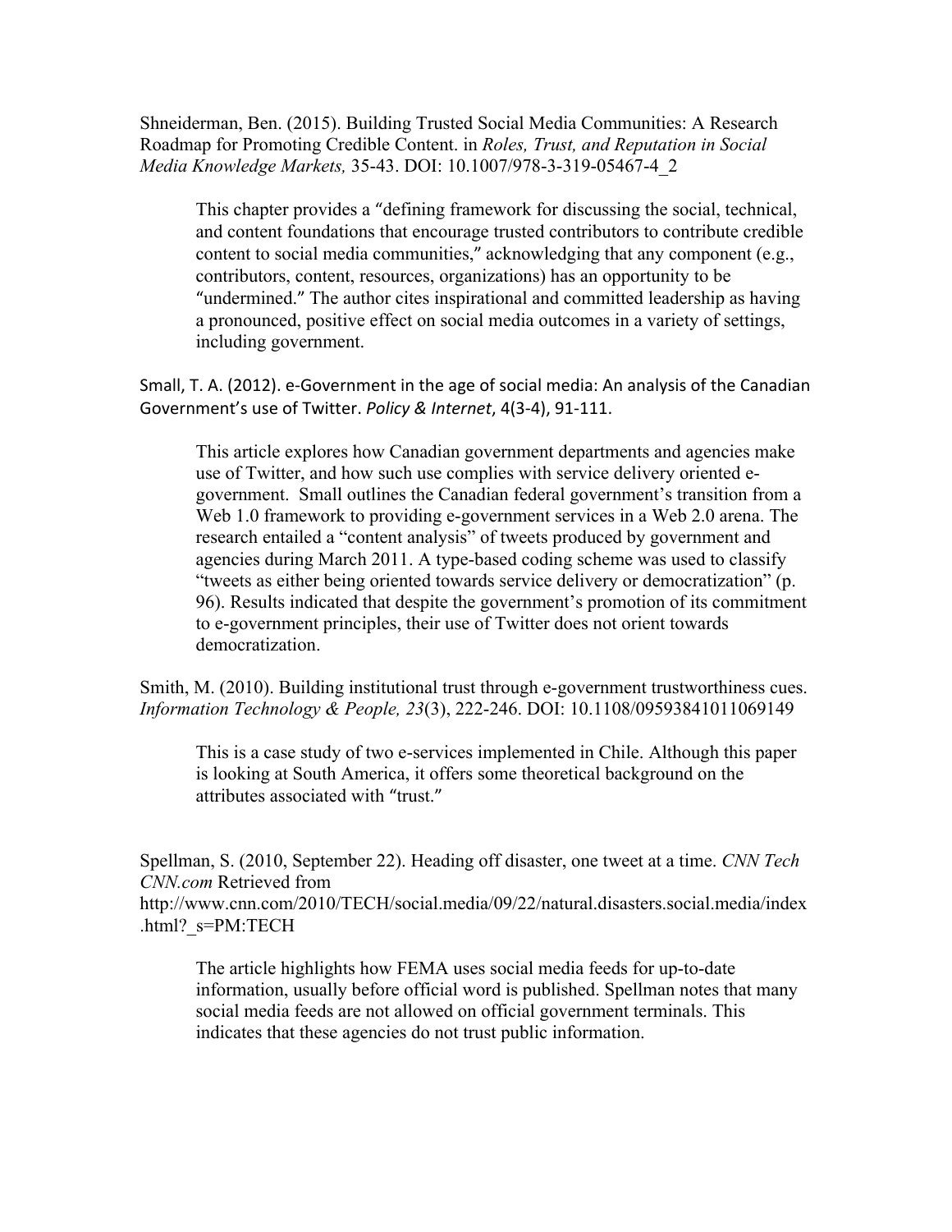Shneiderman, Ben. (2015). Building Trusted Social Media Communities: A Research Roadmap for Promoting Credible Content. in *Roles, Trust, and Reputation in Social Media Knowledge Markets,* 35-43. DOI: 10.1007/978-3-319-05467-4_2

> This chapter provides a "defining framework for discussing the social, technical, and content foundations that encourage trusted contributors to contribute credible content to social media communities," acknowledging that any component (e.g., contributors, content, resources, organizations) has an opportunity to be "undermined." The author cites inspirational and committed leadership as having a pronounced, positive effect on social media outcomes in a variety of settings, including government.

Small, T. A. (2012). e-Government in the age of social media: An analysis of the Canadian Government's use of Twitter. *Policy & Internet*, 4(3-4), 91-111.

> This article explores how Canadian government departments and agencies make use of Twitter, and how such use complies with service delivery oriented e-government. Small outlines the Canadian federal government's transition from a Web 1.0 framework to providing e-government services in a Web 2.0 arena. The research entailed a "content analysis" of tweets produced by government and agencies during March 2011. A type-based coding scheme was used to classify "tweets as either being oriented towards service delivery or democratization" (p. 96). Results indicated that despite the government's promotion of its commitment to e-government principles, their use of Twitter does not orient towards democratization.

Smith, M. (2010). Building institutional trust through e-government trustworthiness cues. *Information Technology & People, 23*(3), 222-246. DOI: 10.1108/09593841011069149

> This is a case study of two e-services implemented in Chile. Although this paper is looking at South America, it offers some theoretical background on the attributes associated with "trust."

Spellman, S. (2010, September 22). Heading off disaster, one tweet at a time. *CNN Tech CNN.com* Retrieved from http://www.cnn.com/2010/TECH/social.media/09/22/natural.disasters.social.media/index.html?_s=PM:TECH

> The article highlights how FEMA uses social media feeds for up-to-date information, usually before official word is published. Spellman notes that many social media feeds are not allowed on official government terminals. This indicates that these agencies do not trust public information.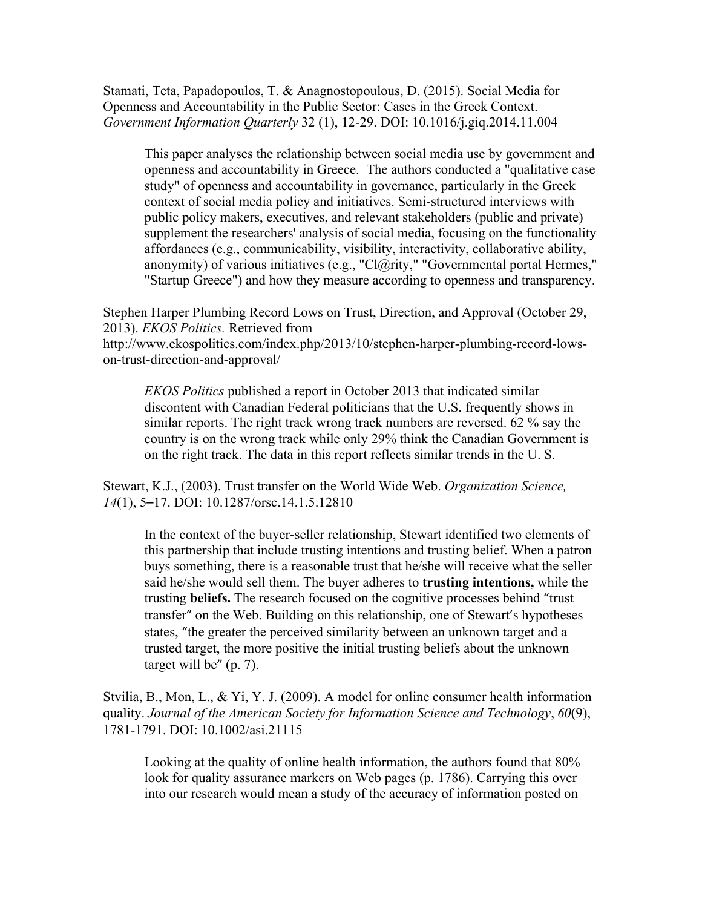Stamati, Teta, Papadopoulos, T. & Anagnostopoulous, D. (2015). Social Media for Openness and Accountability in the Public Sector: Cases in the Greek Context. *Government Information Quarterly* 32 (1), 12-29. DOI: 10.1016/j.giq.2014.11.004

> This paper analyses the relationship between social media use by government and openness and accountability in Greece. The authors conducted a "qualitative case study" of openness and accountability in governance, particularly in the Greek context of social media policy and initiatives. Semi-structured interviews with public policy makers, executives, and relevant stakeholders (public and private) supplement the researchers' analysis of social media, focusing on the functionality affordances (e.g., communicability, visibility, interactivity, collaborative ability, anonymity) of various initiatives (e.g., "Cl@rity," "Governmental portal Hermes," "Startup Greece") and how they measure according to openness and transparency.

Stephen Harper Plumbing Record Lows on Trust, Direction, and Approval (October 29, 2013). *EKOS Politics.* Retrieved from http://www.ekospolitics.com/index.php/2013/10/stephen-harper-plumbing-record-lows-on-trust-direction-and-approval/

> *EKOS Politics* published a report in October 2013 that indicated similar discontent with Canadian Federal politicians that the U.S. frequently shows in similar reports. The right track wrong track numbers are reversed. 62 % say the country is on the wrong track while only 29% think the Canadian Government is on the right track. The data in this report reflects similar trends in the U. S.

Stewart, K.J., (2003). Trust transfer on the World Wide Web. *Organization Science, 14*(1), 5–17. DOI: 10.1287/orsc.14.1.5.12810

> In the context of the buyer-seller relationship, Stewart identified two elements of this partnership that include trusting intentions and trusting belief. When a patron buys something, there is a reasonable trust that he/she will receive what the seller said he/she would sell them. The buyer adheres to **trusting intentions,** while the trusting **beliefs.** The research focused on the cognitive processes behind "trust transfer" on the Web. Building on this relationship, one of Stewart's hypotheses states, "the greater the perceived similarity between an unknown target and a trusted target, the more positive the initial trusting beliefs about the unknown target will be" (p. 7).

Stvilia, B., Mon, L., & Yi, Y. J. (2009). A model for online consumer health information quality. *Journal of the American Society for Information Science and Technology*, *60*(9), 1781-1791. DOI: 10.1002/asi.21115

> Looking at the quality of online health information, the authors found that 80% look for quality assurance markers on Web pages (p. 1786). Carrying this over into our research would mean a study of the accuracy of information posted on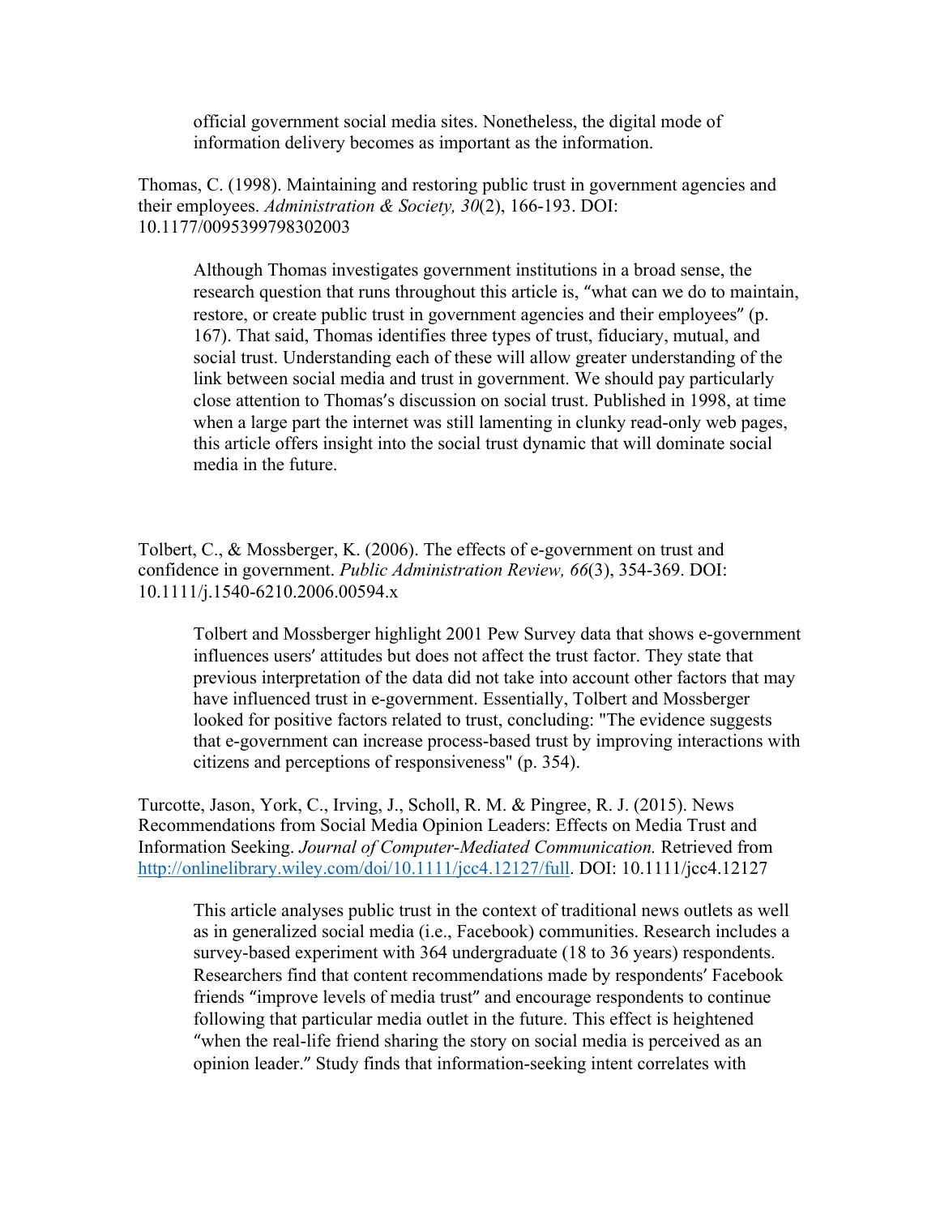official government social media sites. Nonetheless, the digital mode of information delivery becomes as important as the information.

Thomas, C. (1998). Maintaining and restoring public trust in government agencies and their employees. *Administration & Society, 30*(2), 166-193. DOI: 10.1177/0095399798302003

> Although Thomas investigates government institutions in a broad sense, the research question that runs throughout this article is, "what can we do to maintain, restore, or create public trust in government agencies and their employees" (p. 167). That said, Thomas identifies three types of trust, fiduciary, mutual, and social trust. Understanding each of these will allow greater understanding of the link between social media and trust in government. We should pay particularly close attention to Thomas's discussion on social trust. Published in 1998, at time when a large part the internet was still lamenting in clunky read-only web pages, this article offers insight into the social trust dynamic that will dominate social media in the future.

Tolbert, C., & Mossberger, K. (2006). The effects of e-government on trust and confidence in government. *Public Administration Review, 66*(3), 354-369. DOI: 10.1111/j.1540-6210.2006.00594.x

> Tolbert and Mossberger highlight 2001 Pew Survey data that shows e-government influences users' attitudes but does not affect the trust factor. They state that previous interpretation of the data did not take into account other factors that may have influenced trust in e-government. Essentially, Tolbert and Mossberger looked for positive factors related to trust, concluding: "The evidence suggests that e-government can increase process-based trust by improving interactions with citizens and perceptions of responsiveness" (p. 354).

Turcotte, Jason, York, C., Irving, J., Scholl, R. M. & Pingree, R. J. (2015). News Recommendations from Social Media Opinion Leaders: Effects on Media Trust and Information Seeking. *Journal of Computer-Mediated Communication.* Retrieved from [http://onlinelibrary.wiley.com/doi/10.1111/jcc4.12127/full](http://onlinelibrary.wiley.com/doi/10.1111/jcc4.12127/full). DOI: 10.1111/jcc4.12127

> This article analyses public trust in the context of traditional news outlets as well as in generalized social media (i.e., Facebook) communities. Research includes a survey-based experiment with 364 undergraduate (18 to 36 years) respondents. Researchers find that content recommendations made by respondents' Facebook friends "improve levels of media trust" and encourage respondents to continue following that particular media outlet in the future. This effect is heightened "when the real-life friend sharing the story on social media is perceived as an opinion leader." Study finds that information-seeking intent correlates with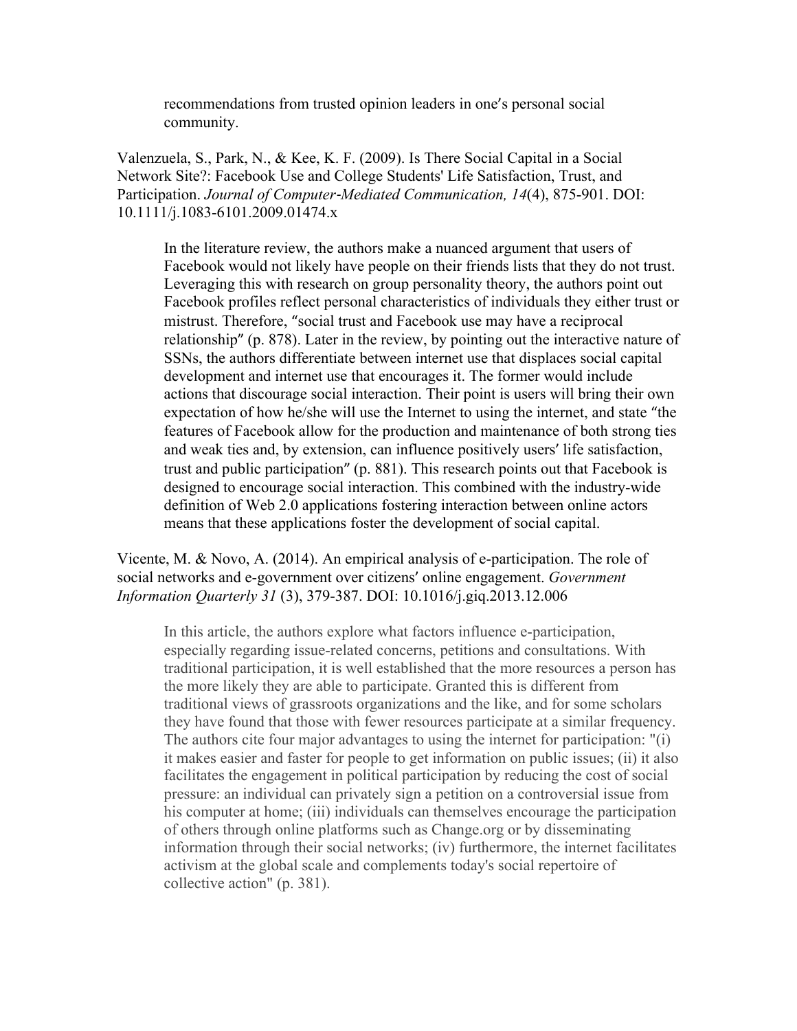recommendations from trusted opinion leaders in one's personal social community.

Valenzuela, S., Park, N., & Kee, K. F. (2009). Is There Social Capital in a Social Network Site?: Facebook Use and College Students' Life Satisfaction, Trust, and Participation. *Journal of Computer-Mediated Communication, 14*(4), 875-901. DOI: 10.1111/j.1083-6101.2009.01474.x

> In the literature review, the authors make a nuanced argument that users of Facebook would not likely have people on their friends lists that they do not trust. Leveraging this with research on group personality theory, the authors point out Facebook profiles reflect personal characteristics of individuals they either trust or mistrust. Therefore, "social trust and Facebook use may have a reciprocal relationship" (p. 878). Later in the review, by pointing out the interactive nature of SSNs, the authors differentiate between internet use that displaces social capital development and internet use that encourages it. The former would include actions that discourage social interaction. Their point is users will bring their own expectation of how he/she will use the Internet to using the internet, and state "the features of Facebook allow for the production and maintenance of both strong ties and weak ties and, by extension, can influence positively users' life satisfaction, trust and public participation" (p. 881). This research points out that Facebook is designed to encourage social interaction. This combined with the industry-wide definition of Web 2.0 applications fostering interaction between online actors means that these applications foster the development of social capital.

Vicente, M. & Novo, A. (2014). An empirical analysis of e-participation. The role of social networks and e-government over citizens' online engagement. *Government Information Quarterly 31* (3), 379-387. DOI: 10.1016/j.giq.2013.12.006

> In this article, the authors explore what factors influence e-participation, especially regarding issue-related concerns, petitions and consultations. With traditional participation, it is well established that the more resources a person has the more likely they are able to participate. Granted this is different from traditional views of grassroots organizations and the like, and for some scholars they have found that those with fewer resources participate at a similar frequency. The authors cite four major advantages to using the internet for participation: "(i) it makes easier and faster for people to get information on public issues; (ii) it also facilitates the engagement in political participation by reducing the cost of social pressure: an individual can privately sign a petition on a controversial issue from his computer at home; (iii) individuals can themselves encourage the participation of others through online platforms such as Change.org or by disseminating information through their social networks; (iv) furthermore, the internet facilitates activism at the global scale and complements today's social repertoire of collective action" (p. 381).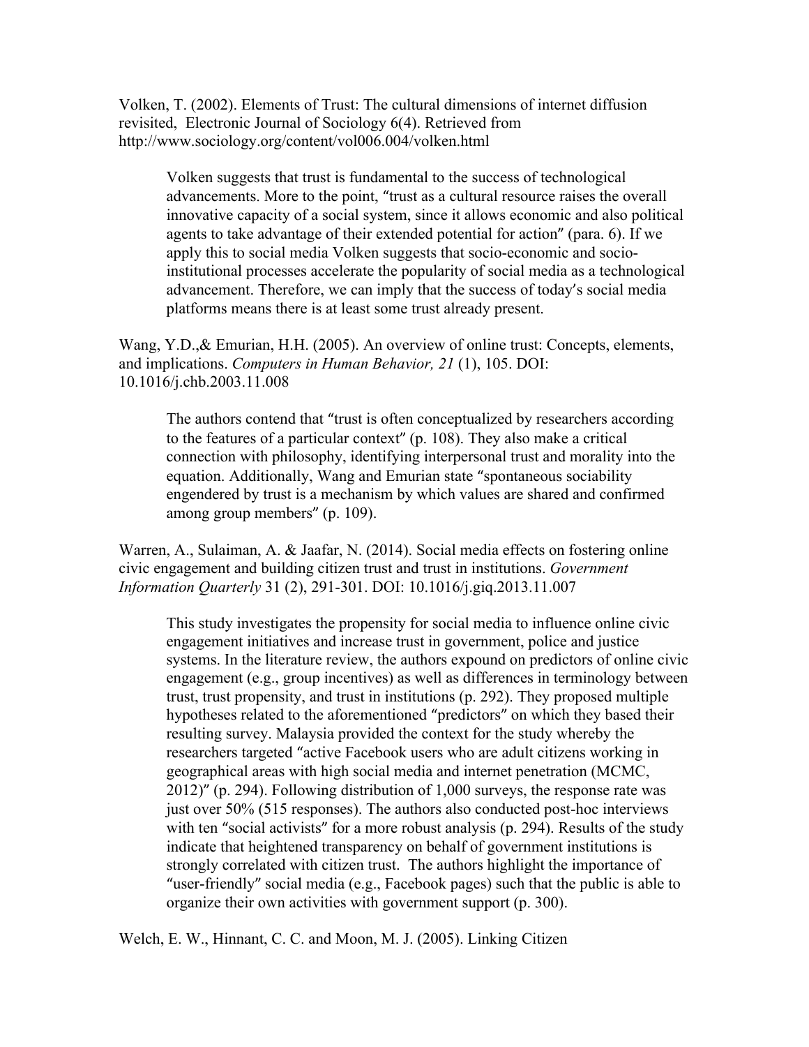Volken, T. (2002). Elements of Trust: The cultural dimensions of internet diffusion revisited, Electronic Journal of Sociology 6(4). Retrieved from http://www.sociology.org/content/vol006.004/volken.html

> Volken suggests that trust is fundamental to the success of technological advancements. More to the point, "trust as a cultural resource raises the overall innovative capacity of a social system, since it allows economic and also political agents to take advantage of their extended potential for action" (para. 6). If we apply this to social media Volken suggests that socio-economic and socio-institutional processes accelerate the popularity of social media as a technological advancement. Therefore, we can imply that the success of today's social media platforms means there is at least some trust already present.

Wang, Y.D.,& Emurian, H.H. (2005). An overview of online trust: Concepts, elements, and implications. *Computers in Human Behavior, 21* (1), 105. DOI: 10.1016/j.chb.2003.11.008

> The authors contend that "trust is often conceptualized by researchers according to the features of a particular context" (p. 108). They also make a critical connection with philosophy, identifying interpersonal trust and morality into the equation. Additionally, Wang and Emurian state "spontaneous sociability engendered by trust is a mechanism by which values are shared and confirmed among group members" (p. 109).

Warren, A., Sulaiman, A. & Jaafar, N. (2014). Social media effects on fostering online civic engagement and building citizen trust and trust in institutions. *Government Information Quarterly* 31 (2), 291-301. DOI: 10.1016/j.giq.2013.11.007

> This study investigates the propensity for social media to influence online civic engagement initiatives and increase trust in government, police and justice systems. In the literature review, the authors expound on predictors of online civic engagement (e.g., group incentives) as well as differences in terminology between trust, trust propensity, and trust in institutions (p. 292). They proposed multiple hypotheses related to the aforementioned "predictors" on which they based their resulting survey. Malaysia provided the context for the study whereby the researchers targeted "active Facebook users who are adult citizens working in geographical areas with high social media and internet penetration (MCMC, 2012)" (p. 294). Following distribution of 1,000 surveys, the response rate was just over 50% (515 responses). The authors also conducted post-hoc interviews with ten "social activists" for a more robust analysis (p. 294). Results of the study indicate that heightened transparency on behalf of government institutions is strongly correlated with citizen trust. The authors highlight the importance of "user-friendly" social media (e.g., Facebook pages) such that the public is able to organize their own activities with government support (p. 300).

Welch, E. W., Hinnant, C. C. and Moon, M. J. (2005). Linking Citizen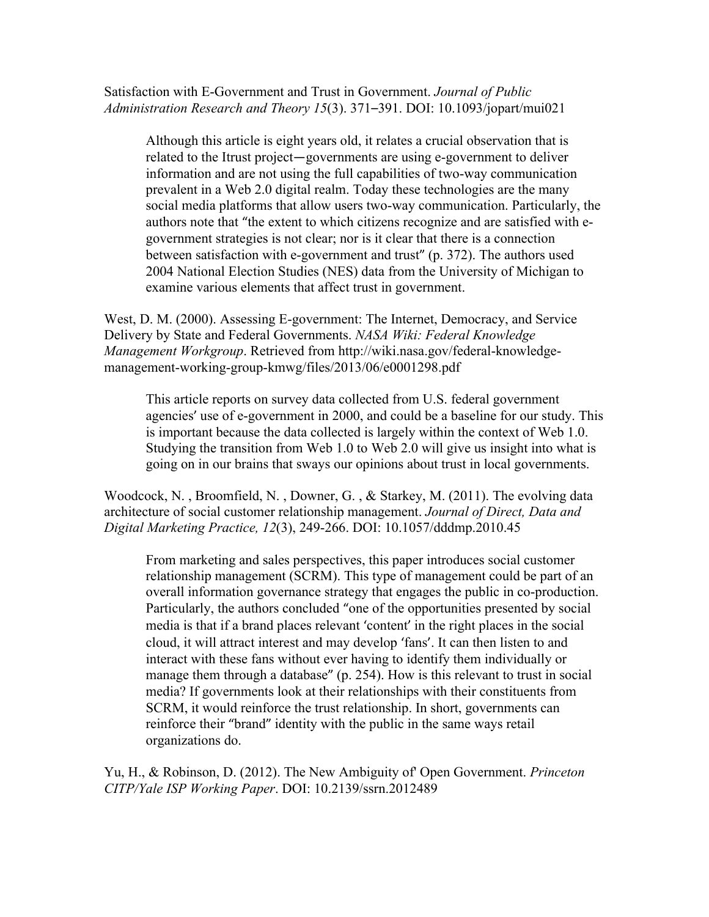Satisfaction with E-Government and Trust in Government. *Journal of Public Administration Research and Theory 15*(3). 371–391. DOI: 10.1093/jopart/mui021

> Although this article is eight years old, it relates a crucial observation that is related to the Itrust project—governments are using e-government to deliver information and are not using the full capabilities of two-way communication prevalent in a Web 2.0 digital realm. Today these technologies are the many social media platforms that allow users two-way communication. Particularly, the authors note that "the extent to which citizens recognize and are satisfied with e-government strategies is not clear; nor is it clear that there is a connection between satisfaction with e-government and trust" (p. 372). The authors used 2004 National Election Studies (NES) data from the University of Michigan to examine various elements that affect trust in government.

West, D. M. (2000). Assessing E-government: The Internet, Democracy, and Service Delivery by State and Federal Governments. *NASA Wiki: Federal Knowledge Management Workgroup*. Retrieved from http://wiki.nasa.gov/federal-knowledge-management-working-group-kmwg/files/2013/06/e0001298.pdf

> This article reports on survey data collected from U.S. federal government agencies' use of e-government in 2000, and could be a baseline for our study. This is important because the data collected is largely within the context of Web 1.0. Studying the transition from Web 1.0 to Web 2.0 will give us insight into what is going on in our brains that sways our opinions about trust in local governments.

Woodcock, N. , Broomfield, N. , Downer, G. , & Starkey, M. (2011). The evolving data architecture of social customer relationship management. *Journal of Direct, Data and Digital Marketing Practice, 12*(3), 249-266. DOI: 10.1057/dddmp.2010.45

> From marketing and sales perspectives, this paper introduces social customer relationship management (SCRM). This type of management could be part of an overall information governance strategy that engages the public in co-production. Particularly, the authors concluded "one of the opportunities presented by social media is that if a brand places relevant 'content' in the right places in the social cloud, it will attract interest and may develop 'fans'. It can then listen to and interact with these fans without ever having to identify them individually or manage them through a database" (p. 254). How is this relevant to trust in social media? If governments look at their relationships with their constituents from SCRM, it would reinforce the trust relationship. In short, governments can reinforce their "brand" identity with the public in the same ways retail organizations do.

Yu, H., & Robinson, D. (2012). The New Ambiguity of' Open Government. *Princeton CITP/Yale ISP Working Paper*. DOI: 10.2139/ssrn.2012489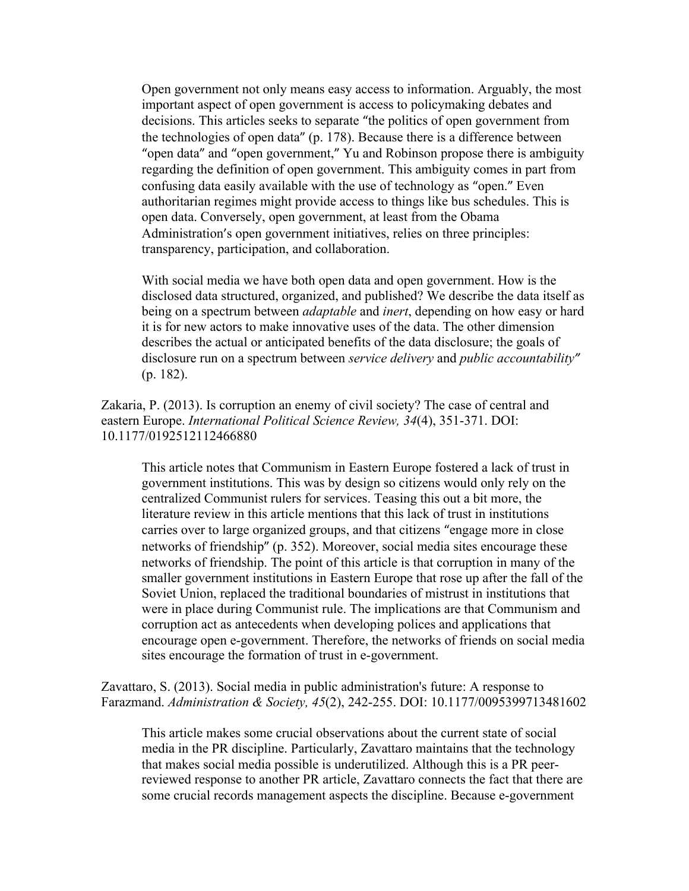Open government not only means easy access to information. Arguably, the most important aspect of open government is access to policymaking debates and decisions. This articles seeks to separate "the politics of open government from the technologies of open data" (p. 178). Because there is a difference between "open data" and "open government," Yu and Robinson propose there is ambiguity regarding the definition of open government. This ambiguity comes in part from confusing data easily available with the use of technology as "open." Even authoritarian regimes might provide access to things like bus schedules. This is open data. Conversely, open government, at least from the Obama Administration's open government initiatives, relies on three principles: transparency, participation, and collaboration.

With social media we have both open data and open government. How is the disclosed data structured, organized, and published? We describe the data itself as being on a spectrum between *adaptable* and *inert*, depending on how easy or hard it is for new actors to make innovative uses of the data. The other dimension describes the actual or anticipated benefits of the data disclosure; the goals of disclosure run on a spectrum between *service delivery* and *public accountability*" (p. 182).

Zakaria, P. (2013). Is corruption an enemy of civil society? The case of central and eastern Europe. *International Political Science Review, 34*(4), 351-371. DOI: 10.1177/0192512112466880

This article notes that Communism in Eastern Europe fostered a lack of trust in government institutions. This was by design so citizens would only rely on the centralized Communist rulers for services. Teasing this out a bit more, the literature review in this article mentions that this lack of trust in institutions carries over to large organized groups, and that citizens "engage more in close networks of friendship" (p. 352). Moreover, social media sites encourage these networks of friendship. The point of this article is that corruption in many of the smaller government institutions in Eastern Europe that rose up after the fall of the Soviet Union, replaced the traditional boundaries of mistrust in institutions that were in place during Communist rule. The implications are that Communism and corruption act as antecedents when developing polices and applications that encourage open e-government. Therefore, the networks of friends on social media sites encourage the formation of trust in e-government.

Zavattaro, S. (2013). Social media in public administration's future: A response to Farazmand. *Administration & Society, 45*(2), 242-255. DOI: 10.1177/0095399713481602

This article makes some crucial observations about the current state of social media in the PR discipline. Particularly, Zavattaro maintains that the technology that makes social media possible is underutilized. Although this is a PR peer-reviewed response to another PR article, Zavattaro connects the fact that there are some crucial records management aspects the discipline. Because e-government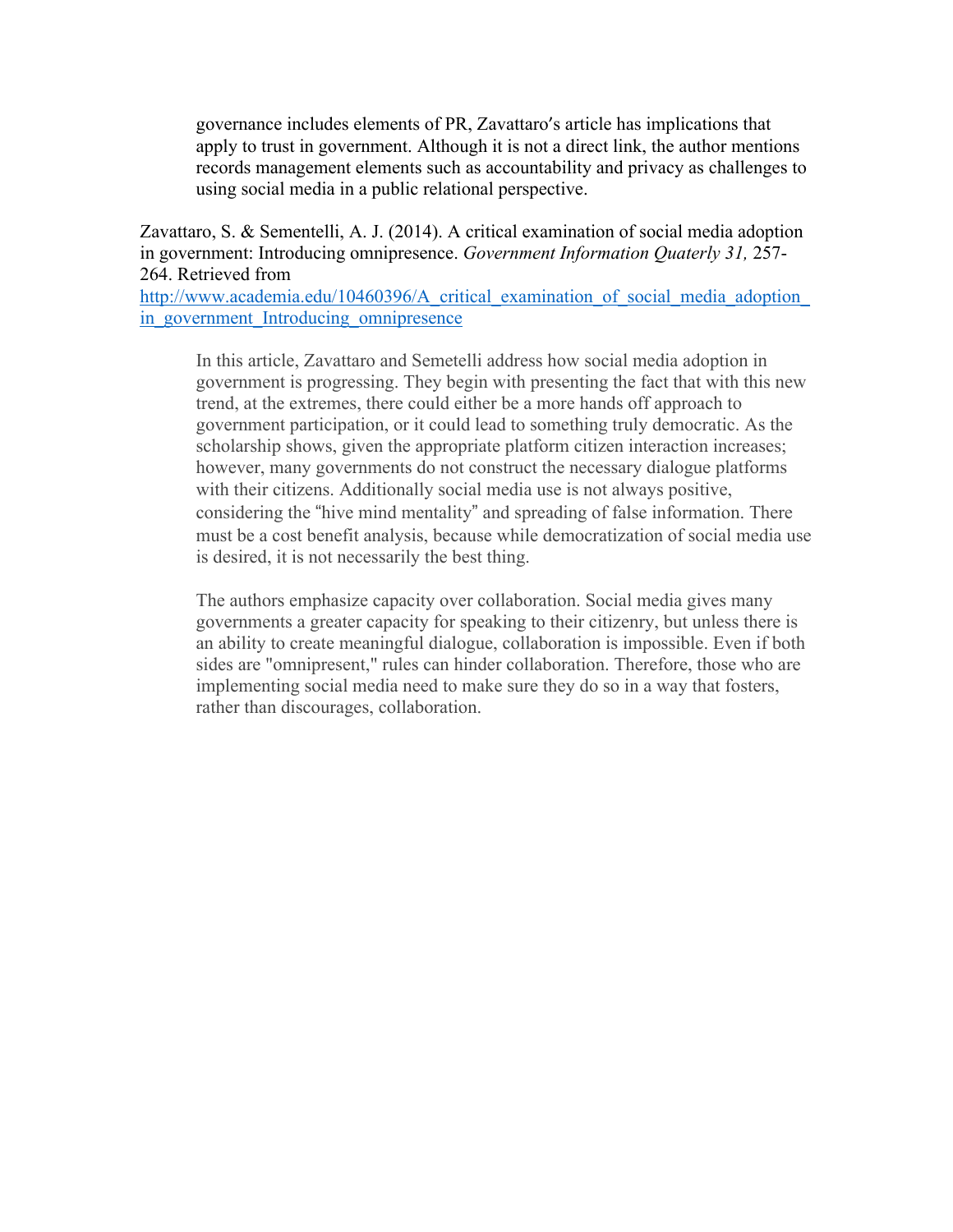governance includes elements of PR, Zavattaro's article has implications that apply to trust in government. Although it is not a direct link, the author mentions records management elements such as accountability and privacy as challenges to using social media in a public relational perspective.

Zavattaro, S. & Sementelli, A. J. (2014). A critical examination of social media adoption in government: Introducing omnipresence. *Government Information Quaterly 31,* 257-264. Retrieved from http://www.academia.edu/10460396/A_critical_examination_of_social_media_adoption_in_government_Introducing_omnipresence

> In this article, Zavattaro and Semetelli address how social media adoption in government is progressing. They begin with presenting the fact that with this new trend, at the extremes, there could either be a more hands off approach to government participation, or it could lead to something truly democratic. As the scholarship shows, given the appropriate platform citizen interaction increases; however, many governments do not construct the necessary dialogue platforms with their citizens. Additionally social media use is not always positive, considering the "hive mind mentality" and spreading of false information. There must be a cost benefit analysis, because while democratization of social media use is desired, it is not necessarily the best thing.
>
> The authors emphasize capacity over collaboration. Social media gives many governments a greater capacity for speaking to their citizenry, but unless there is an ability to create meaningful dialogue, collaboration is impossible. Even if both sides are "omnipresent," rules can hinder collaboration. Therefore, those who are implementing social media need to make sure they do so in a way that fosters, rather than discourages, collaboration.